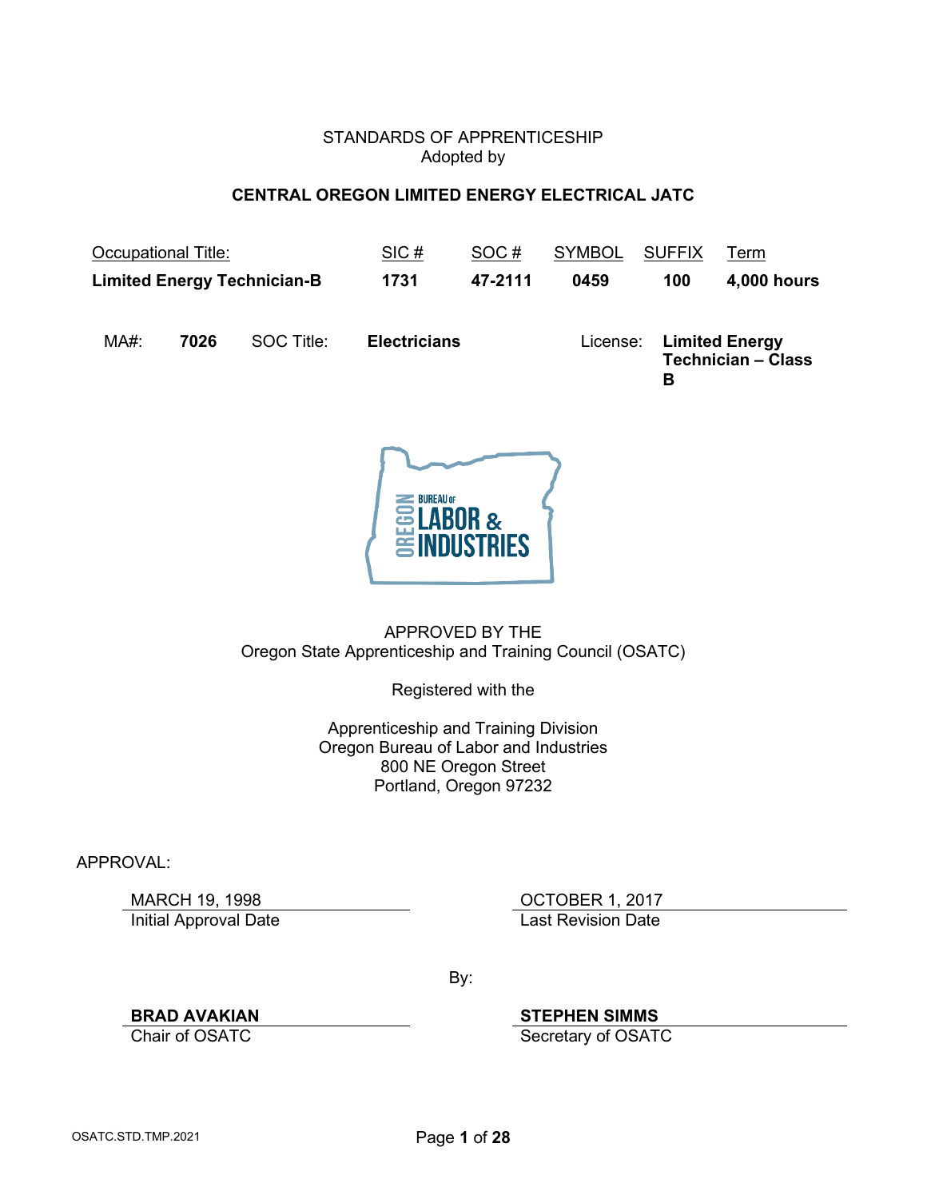STANDARDS OF APPRENTICESHIP
Adopted by

**CENTRAL OREGON LIMITED ENERGY ELECTRICAL JATC**

| Occupational Title: | SIC # | SOC # | SYMBOL | SUFFIX | Term |
|---|---|---|---|---|---|
| **Limited Energy Technician-B** | **1731** | **47-2111** | **0459** | **100** | **4,000 hours** |

| MA#: | **7026** | SOC Title: | **Electricians** | License: | **Limited Energy Technician – Class B** |
|---|---|---|---|---|---|

BUREAU OF LABOR & INDUSTRIES OREGON

APPROVED BY THE
Oregon State Apprenticeship and Training Council (OSATC)

Registered with the

Apprenticeship and Training Division
Oregon Bureau of Labor and Industries
800 NE Oregon Street
Portland, Oregon 97232

APPROVAL:

MARCH 19, 1998
Initial Approval Date

OCTOBER 1, 2017
Last Revision Date

By:

**BRAD AVAKIAN**
Chair of OSATC

**STEPHEN SIMMS**
Secretary of OSATC

OSATC.STD.TMP.2021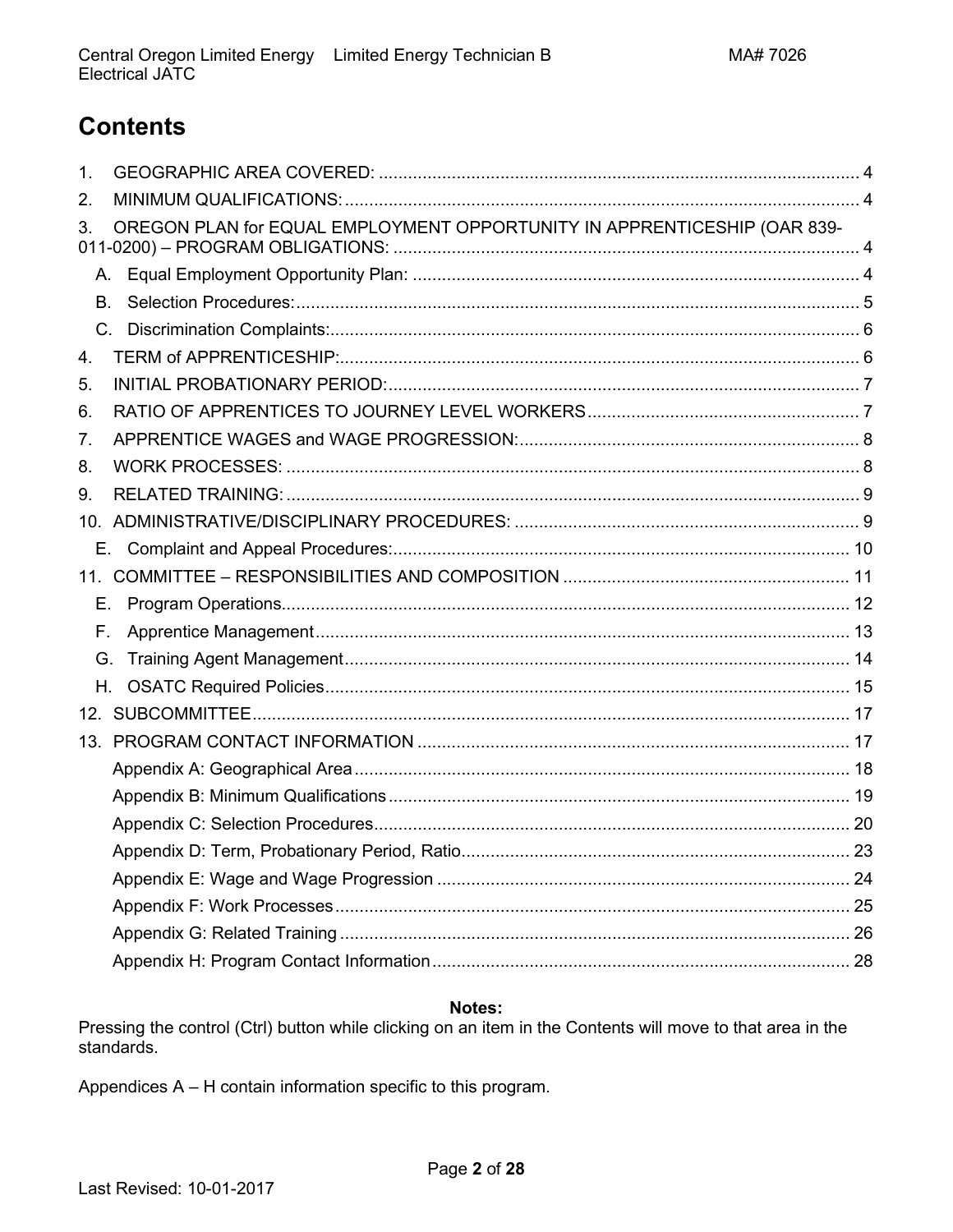# Contents

1. GEOGRAPHIC AREA COVERED: ..... 4
2. MINIMUM QUALIFICATIONS: ..... 4
3. OREGON PLAN for EQUAL EMPLOYMENT OPPORTUNITY IN APPRENTICESHIP (OAR 839-011-0200) – PROGRAM OBLIGATIONS: ..... 4
   - A. Equal Employment Opportunity Plan: ..... 4
   - B. Selection Procedures: ..... 5
   - C. Discrimination Complaints: ..... 6
4. TERM of APPRENTICESHIP: ..... 6
5. INITIAL PROBATIONARY PERIOD: ..... 7
6. RATIO OF APPRENTICES TO JOURNEY LEVEL WORKERS ..... 7
7. APPRENTICE WAGES and WAGE PROGRESSION: ..... 8
8. WORK PROCESSES: ..... 8
9. RELATED TRAINING: ..... 9
10. ADMINISTRATIVE/DISCIPLINARY PROCEDURES: ..... 9
    - E. Complaint and Appeal Procedures: ..... 10
11. COMMITTEE – RESPONSIBILITIES AND COMPOSITION ..... 11
    - E. Program Operations ..... 12
    - F. Apprentice Management ..... 13
    - G. Training Agent Management ..... 14
    - H. OSATC Required Policies ..... 15
12. SUBCOMMITTEE ..... 17
13. PROGRAM CONTACT INFORMATION ..... 17
    - Appendix A: Geographical Area ..... 18
    - Appendix B: Minimum Qualifications ..... 19
    - Appendix C: Selection Procedures ..... 20
    - Appendix D: Term, Probationary Period, Ratio ..... 23
    - Appendix E: Wage and Wage Progression ..... 24
    - Appendix F: Work Processes ..... 25
    - Appendix G: Related Training ..... 26
    - Appendix H: Program Contact Information ..... 28

**Notes:**

Pressing the control (Ctrl) button while clicking on an item in the Contents will move to that area in the standards.

Appendices A – H contain information specific to this program.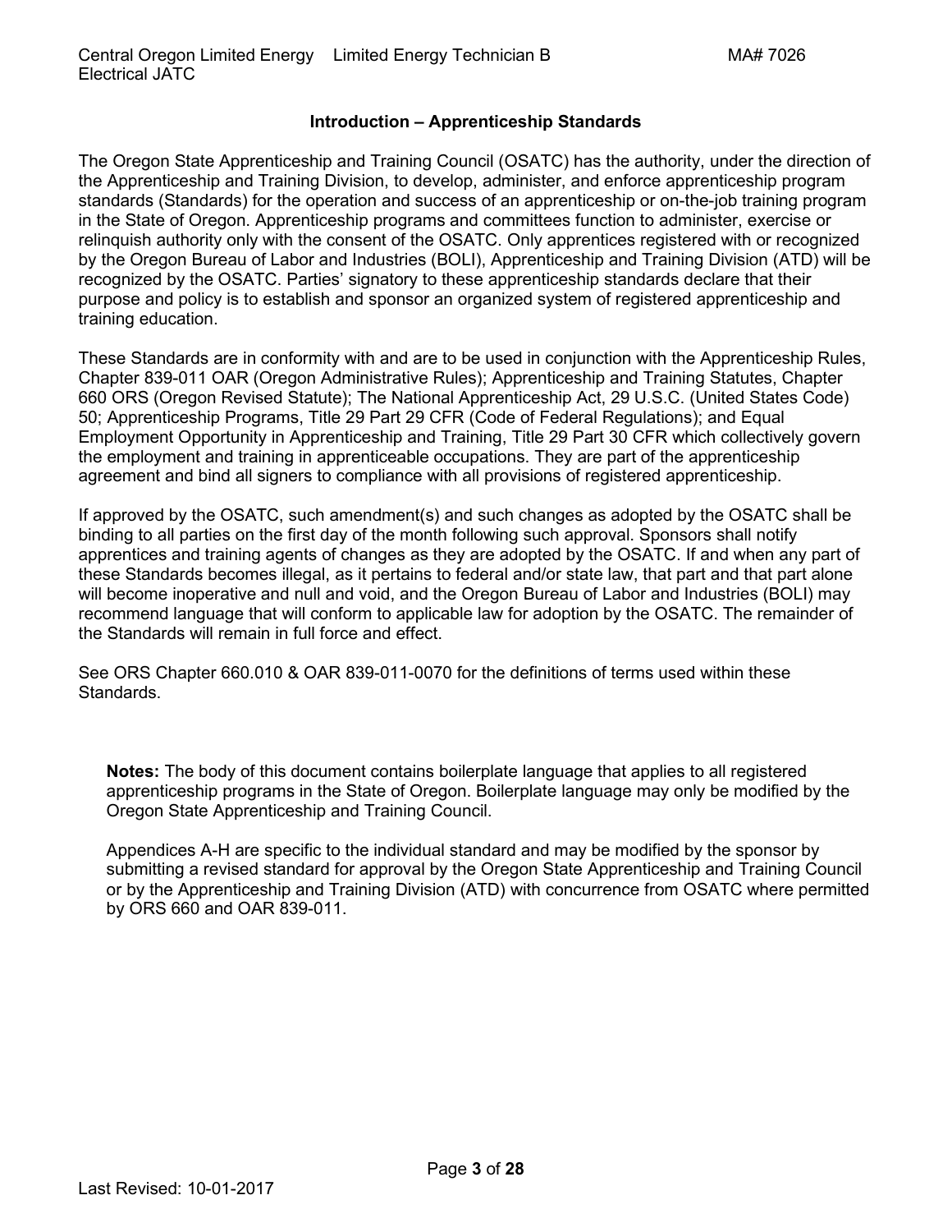## Introduction – Apprenticeship Standards

The Oregon State Apprenticeship and Training Council (OSATC) has the authority, under the direction of the Apprenticeship and Training Division, to develop, administer, and enforce apprenticeship program standards (Standards) for the operation and success of an apprenticeship or on-the-job training program in the State of Oregon. Apprenticeship programs and committees function to administer, exercise or relinquish authority only with the consent of the OSATC. Only apprentices registered with or recognized by the Oregon Bureau of Labor and Industries (BOLI), Apprenticeship and Training Division (ATD) will be recognized by the OSATC. Parties' signatory to these apprenticeship standards declare that their purpose and policy is to establish and sponsor an organized system of registered apprenticeship and training education.

These Standards are in conformity with and are to be used in conjunction with the Apprenticeship Rules, Chapter 839-011 OAR (Oregon Administrative Rules); Apprenticeship and Training Statutes, Chapter 660 ORS (Oregon Revised Statute); The National Apprenticeship Act, 29 U.S.C. (United States Code) 50; Apprenticeship Programs, Title 29 Part 29 CFR (Code of Federal Regulations); and Equal Employment Opportunity in Apprenticeship and Training, Title 29 Part 30 CFR which collectively govern the employment and training in apprenticeable occupations. They are part of the apprenticeship agreement and bind all signers to compliance with all provisions of registered apprenticeship.

If approved by the OSATC, such amendment(s) and such changes as adopted by the OSATC shall be binding to all parties on the first day of the month following such approval. Sponsors shall notify apprentices and training agents of changes as they are adopted by the OSATC. If and when any part of these Standards becomes illegal, as it pertains to federal and/or state law, that part and that part alone will become inoperative and null and void, and the Oregon Bureau of Labor and Industries (BOLI) may recommend language that will conform to applicable law for adoption by the OSATC. The remainder of the Standards will remain in full force and effect.

See ORS Chapter 660.010 & OAR 839-011-0070 for the definitions of terms used within these Standards.

**Notes:** The body of this document contains boilerplate language that applies to all registered apprenticeship programs in the State of Oregon. Boilerplate language may only be modified by the Oregon State Apprenticeship and Training Council.

Appendices A-H are specific to the individual standard and may be modified by the sponsor by submitting a revised standard for approval by the Oregon State Apprenticeship and Training Council or by the Apprenticeship and Training Division (ATD) with concurrence from OSATC where permitted by ORS 660 and OAR 839-011.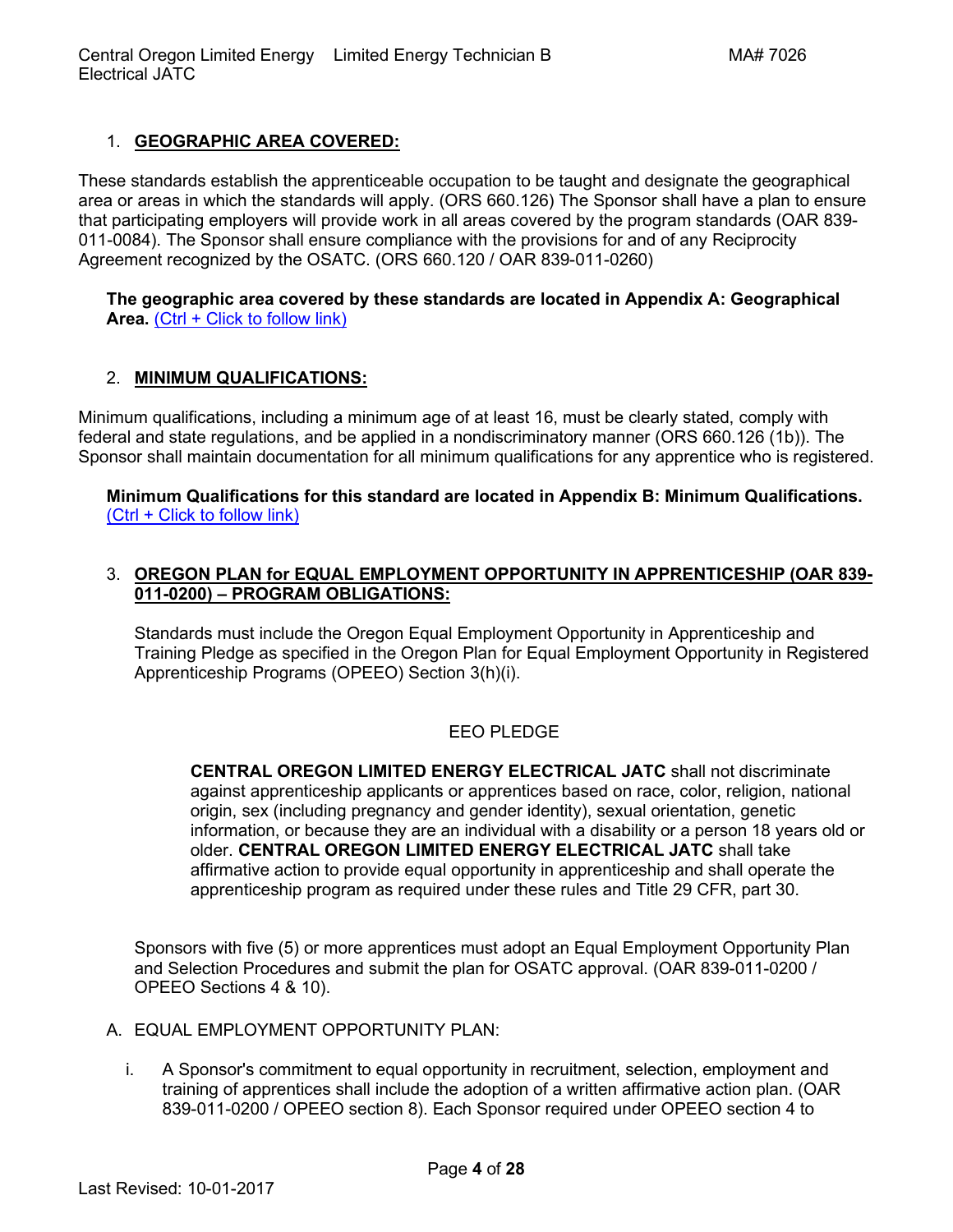## 1. GEOGRAPHIC AREA COVERED:

These standards establish the apprenticeable occupation to be taught and designate the geographical area or areas in which the standards will apply. (ORS 660.126) The Sponsor shall have a plan to ensure that participating employers will provide work in all areas covered by the program standards (OAR 839-011-0084). The Sponsor shall ensure compliance with the provisions for and of any Reciprocity Agreement recognized by the OSATC. (ORS 660.120 / OAR 839-011-0260)

**The geographic area covered by these standards are located in Appendix A: Geographical Area.** (Ctrl + Click to follow link)

## 2. MINIMUM QUALIFICATIONS:

Minimum qualifications, including a minimum age of at least 16, must be clearly stated, comply with federal and state regulations, and be applied in a nondiscriminatory manner (ORS 660.126 (1b)). The Sponsor shall maintain documentation for all minimum qualifications for any apprentice who is registered.

**Minimum Qualifications for this standard are located in Appendix B: Minimum Qualifications.** (Ctrl + Click to follow link)

## 3. OREGON PLAN for EQUAL EMPLOYMENT OPPORTUNITY IN APPRENTICESHIP (OAR 839-011-0200) – PROGRAM OBLIGATIONS:

Standards must include the Oregon Equal Employment Opportunity in Apprenticeship and Training Pledge as specified in the Oregon Plan for Equal Employment Opportunity in Registered Apprenticeship Programs (OPEEO) Section 3(h)(i).

EEO PLEDGE

**CENTRAL OREGON LIMITED ENERGY ELECTRICAL JATC** shall not discriminate against apprenticeship applicants or apprentices based on race, color, religion, national origin, sex (including pregnancy and gender identity), sexual orientation, genetic information, or because they are an individual with a disability or a person 18 years old or older. **CENTRAL OREGON LIMITED ENERGY ELECTRICAL JATC** shall take affirmative action to provide equal opportunity in apprenticeship and shall operate the apprenticeship program as required under these rules and Title 29 CFR, part 30.

Sponsors with five (5) or more apprentices must adopt an Equal Employment Opportunity Plan and Selection Procedures and submit the plan for OSATC approval. (OAR 839-011-0200 / OPEEO Sections 4 & 10).

A. EQUAL EMPLOYMENT OPPORTUNITY PLAN:

i. A Sponsor's commitment to equal opportunity in recruitment, selection, employment and training of apprentices shall include the adoption of a written affirmative action plan. (OAR 839-011-0200 / OPEEO section 8). Each Sponsor required under OPEEO section 4 to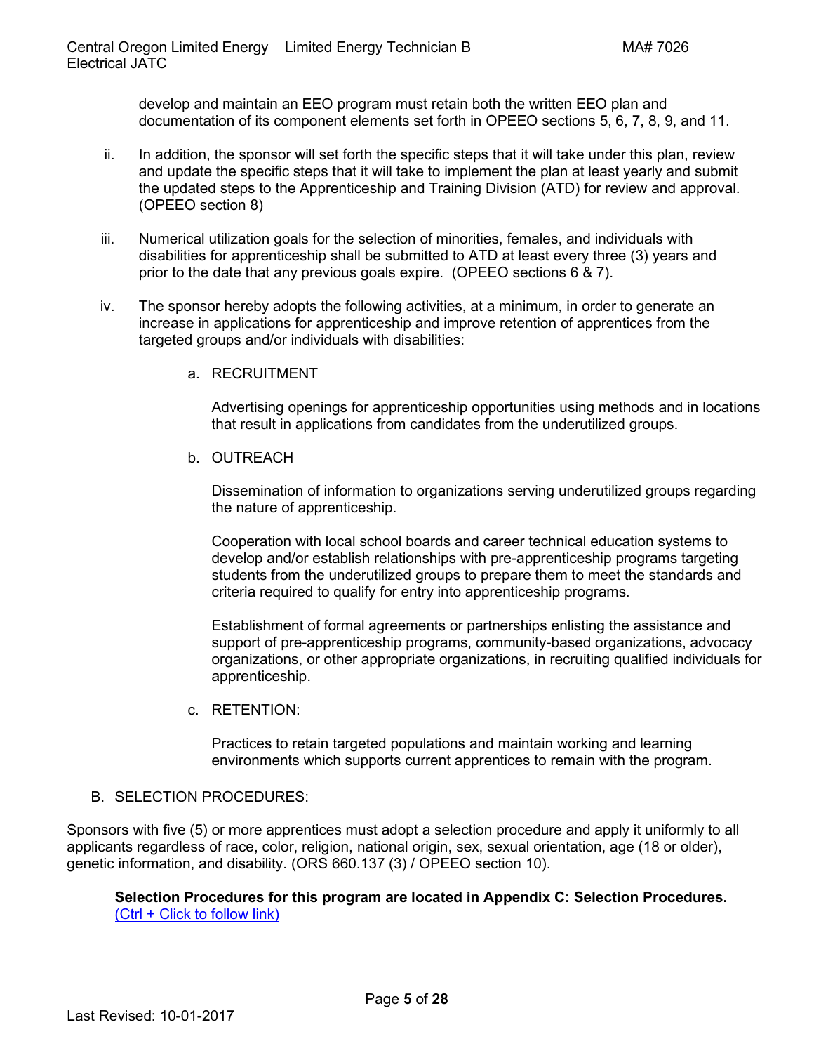develop and maintain an EEO program must retain both the written EEO plan and documentation of its component elements set forth in OPEEO sections 5, 6, 7, 8, 9, and 11.

ii. In addition, the sponsor will set forth the specific steps that it will take under this plan, review and update the specific steps that it will take to implement the plan at least yearly and submit the updated steps to the Apprenticeship and Training Division (ATD) for review and approval. (OPEEO section 8)

iii. Numerical utilization goals for the selection of minorities, females, and individuals with disabilities for apprenticeship shall be submitted to ATD at least every three (3) years and prior to the date that any previous goals expire. (OPEEO sections 6 & 7).

iv. The sponsor hereby adopts the following activities, at a minimum, in order to generate an increase in applications for apprenticeship and improve retention of apprentices from the targeted groups and/or individuals with disabilities:

a. RECRUITMENT

Advertising openings for apprenticeship opportunities using methods and in locations that result in applications from candidates from the underutilized groups.

b. OUTREACH

Dissemination of information to organizations serving underutilized groups regarding the nature of apprenticeship.

Cooperation with local school boards and career technical education systems to develop and/or establish relationships with pre-apprenticeship programs targeting students from the underutilized groups to prepare them to meet the standards and criteria required to qualify for entry into apprenticeship programs.

Establishment of formal agreements or partnerships enlisting the assistance and support of pre-apprenticeship programs, community-based organizations, advocacy organizations, or other appropriate organizations, in recruiting qualified individuals for apprenticeship.

c. RETENTION:

Practices to retain targeted populations and maintain working and learning environments which supports current apprentices to remain with the program.

## B. SELECTION PROCEDURES:

Sponsors with five (5) or more apprentices must adopt a selection procedure and apply it uniformly to all applicants regardless of race, color, religion, national origin, sex, sexual orientation, age (18 or older), genetic information, and disability. (ORS 660.137 (3) / OPEEO section 10).

**Selection Procedures for this program are located in Appendix C: Selection Procedures.** (Ctrl + Click to follow link)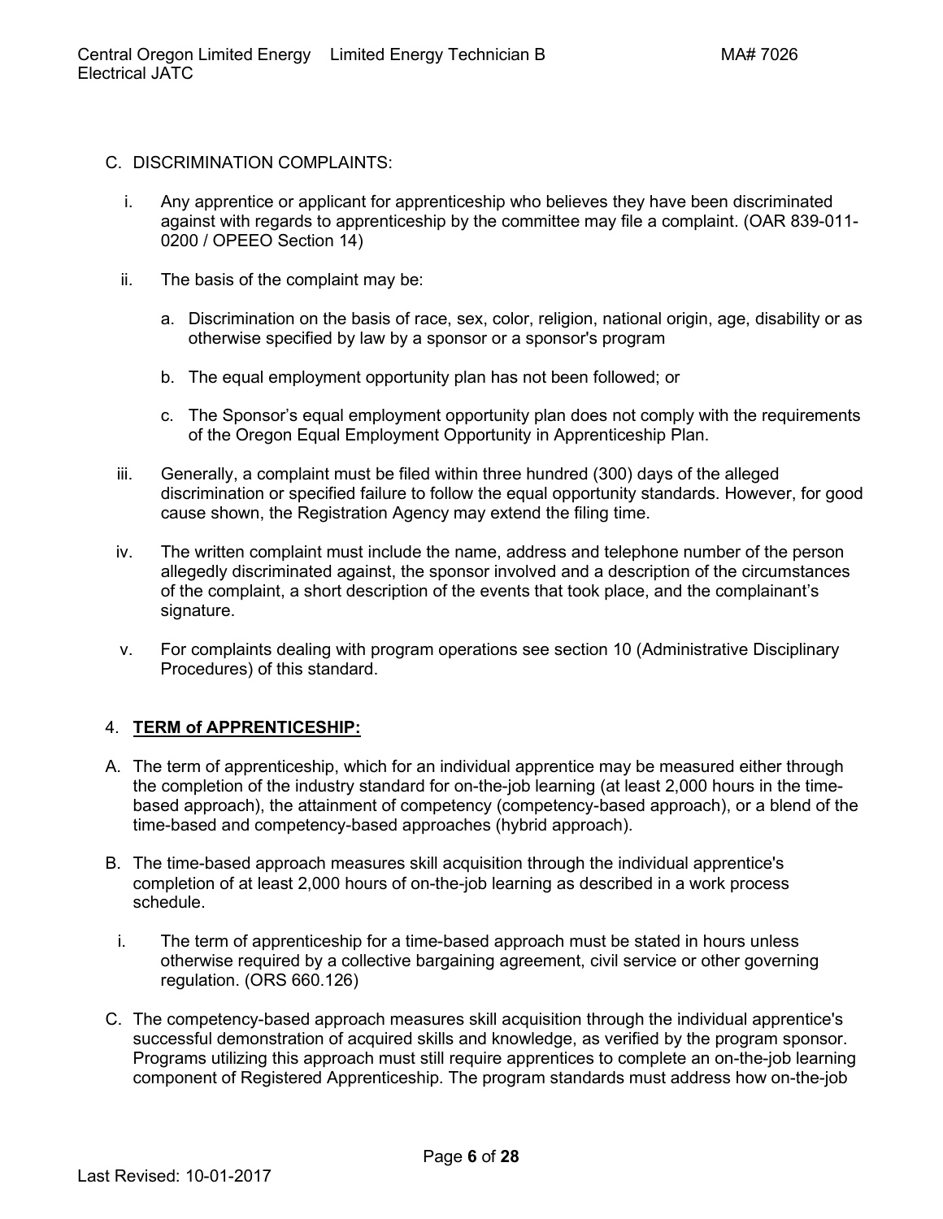C. DISCRIMINATION COMPLAINTS:

i. Any apprentice or applicant for apprenticeship who believes they have been discriminated against with regards to apprenticeship by the committee may file a complaint. (OAR 839-011-0200 / OPEEO Section 14)

ii. The basis of the complaint may be:

   a. Discrimination on the basis of race, sex, color, religion, national origin, age, disability or as otherwise specified by law by a sponsor or a sponsor's program

   b. The equal employment opportunity plan has not been followed; or

   c. The Sponsor's equal employment opportunity plan does not comply with the requirements of the Oregon Equal Employment Opportunity in Apprenticeship Plan.

iii. Generally, a complaint must be filed within three hundred (300) days of the alleged discrimination or specified failure to follow the equal opportunity standards. However, for good cause shown, the Registration Agency may extend the filing time.

iv. The written complaint must include the name, address and telephone number of the person allegedly discriminated against, the sponsor involved and a description of the circumstances of the complaint, a short description of the events that took place, and the complainant's signature.

v. For complaints dealing with program operations see section 10 (Administrative Disciplinary Procedures) of this standard.

4. **TERM of APPRENTICESHIP:**

A. The term of apprenticeship, which for an individual apprentice may be measured either through the completion of the industry standard for on-the-job learning (at least 2,000 hours in the time-based approach), the attainment of competency (competency-based approach), or a blend of the time-based and competency-based approaches (hybrid approach).

B. The time-based approach measures skill acquisition through the individual apprentice's completion of at least 2,000 hours of on-the-job learning as described in a work process schedule.

   i. The term of apprenticeship for a time-based approach must be stated in hours unless otherwise required by a collective bargaining agreement, civil service or other governing regulation. (ORS 660.126)

C. The competency-based approach measures skill acquisition through the individual apprentice's successful demonstration of acquired skills and knowledge, as verified by the program sponsor. Programs utilizing this approach must still require apprentices to complete an on-the-job learning component of Registered Apprenticeship. The program standards must address how on-the-job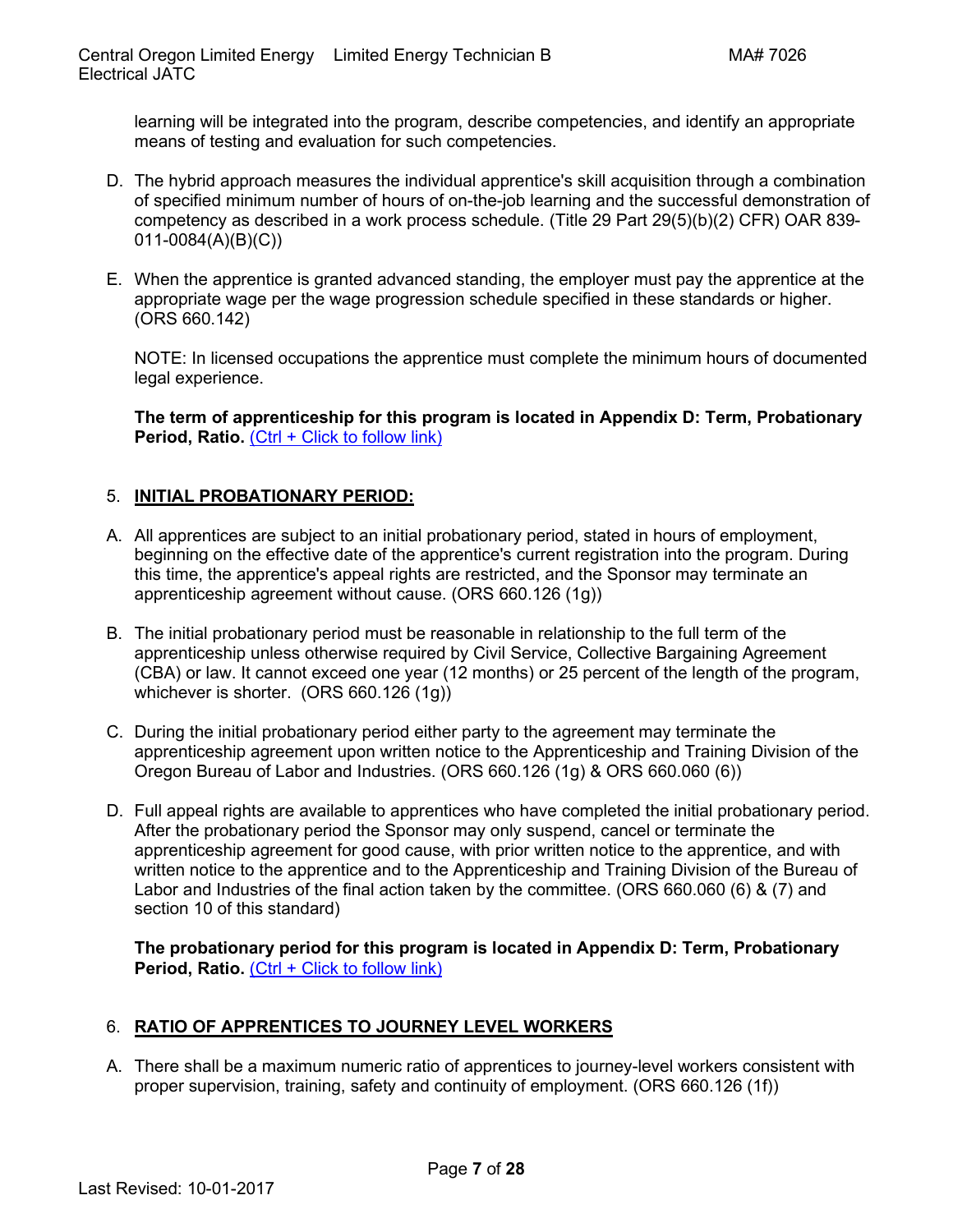learning will be integrated into the program, describe competencies, and identify an appropriate means of testing and evaluation for such competencies.

D. The hybrid approach measures the individual apprentice's skill acquisition through a combination of specified minimum number of hours of on-the-job learning and the successful demonstration of competency as described in a work process schedule. (Title 29 Part 29(5)(b)(2) CFR) OAR 839-011-0084(A)(B)(C))

E. When the apprentice is granted advanced standing, the employer must pay the apprentice at the appropriate wage per the wage progression schedule specified in these standards or higher. (ORS 660.142)

   NOTE: In licensed occupations the apprentice must complete the minimum hours of documented legal experience.

   **The term of apprenticeship for this program is located in Appendix D: Term, Probationary Period, Ratio.** (Ctrl + Click to follow link)

## 5. INITIAL PROBATIONARY PERIOD:

A. All apprentices are subject to an initial probationary period, stated in hours of employment, beginning on the effective date of the apprentice's current registration into the program. During this time, the apprentice's appeal rights are restricted, and the Sponsor may terminate an apprenticeship agreement without cause. (ORS 660.126 (1g))

B. The initial probationary period must be reasonable in relationship to the full term of the apprenticeship unless otherwise required by Civil Service, Collective Bargaining Agreement (CBA) or law. It cannot exceed one year (12 months) or 25 percent of the length of the program, whichever is shorter. (ORS 660.126 (1g))

C. During the initial probationary period either party to the agreement may terminate the apprenticeship agreement upon written notice to the Apprenticeship and Training Division of the Oregon Bureau of Labor and Industries. (ORS 660.126 (1g) & ORS 660.060 (6))

D. Full appeal rights are available to apprentices who have completed the initial probationary period. After the probationary period the Sponsor may only suspend, cancel or terminate the apprenticeship agreement for good cause, with prior written notice to the apprentice, and with written notice to the apprentice and to the Apprenticeship and Training Division of the Bureau of Labor and Industries of the final action taken by the committee. (ORS 660.060 (6) & (7) and section 10 of this standard)

   **The probationary period for this program is located in Appendix D: Term, Probationary Period, Ratio.** (Ctrl + Click to follow link)

## 6. RATIO OF APPRENTICES TO JOURNEY LEVEL WORKERS

A. There shall be a maximum numeric ratio of apprentices to journey-level workers consistent with proper supervision, training, safety and continuity of employment. (ORS 660.126 (1f))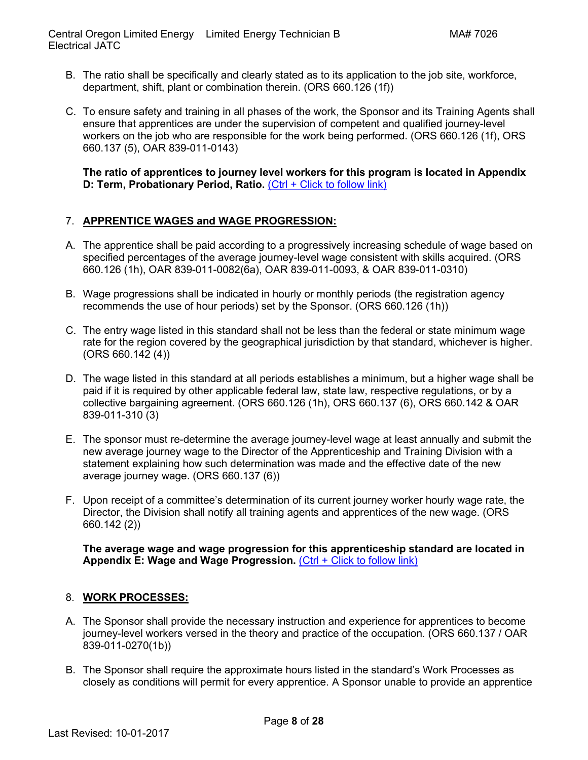B. The ratio shall be specifically and clearly stated as to its application to the job site, workforce, department, shift, plant or combination therein. (ORS 660.126 (1f))

C. To ensure safety and training in all phases of the work, the Sponsor and its Training Agents shall ensure that apprentices are under the supervision of competent and qualified journey-level workers on the job who are responsible for the work being performed. (ORS 660.126 (1f), ORS 660.137 (5), OAR 839-011-0143)

**The ratio of apprentices to journey level workers for this program is located in Appendix D: Term, Probationary Period, Ratio.** (Ctrl + Click to follow link)

## 7. APPRENTICE WAGES and WAGE PROGRESSION:

A. The apprentice shall be paid according to a progressively increasing schedule of wage based on specified percentages of the average journey-level wage consistent with skills acquired. (ORS 660.126 (1h), OAR 839-011-0082(6a), OAR 839-011-0093, & OAR 839-011-0310)

B. Wage progressions shall be indicated in hourly or monthly periods (the registration agency recommends the use of hour periods) set by the Sponsor. (ORS 660.126 (1h))

C. The entry wage listed in this standard shall not be less than the federal or state minimum wage rate for the region covered by the geographical jurisdiction by that standard, whichever is higher. (ORS 660.142 (4))

D. The wage listed in this standard at all periods establishes a minimum, but a higher wage shall be paid if it is required by other applicable federal law, state law, respective regulations, or by a collective bargaining agreement. (ORS 660.126 (1h), ORS 660.137 (6), ORS 660.142 & OAR 839-011-310 (3)

E. The sponsor must re-determine the average journey-level wage at least annually and submit the new average journey wage to the Director of the Apprenticeship and Training Division with a statement explaining how such determination was made and the effective date of the new average journey wage. (ORS 660.137 (6))

F. Upon receipt of a committee's determination of its current journey worker hourly wage rate, the Director, the Division shall notify all training agents and apprentices of the new wage. (ORS 660.142 (2))

**The average wage and wage progression for this apprenticeship standard are located in Appendix E: Wage and Wage Progression.** (Ctrl + Click to follow link)

## 8. WORK PROCESSES:

A. The Sponsor shall provide the necessary instruction and experience for apprentices to become journey-level workers versed in the theory and practice of the occupation. (ORS 660.137 / OAR 839-011-0270(1b))

B. The Sponsor shall require the approximate hours listed in the standard's Work Processes as closely as conditions will permit for every apprentice. A Sponsor unable to provide an apprentice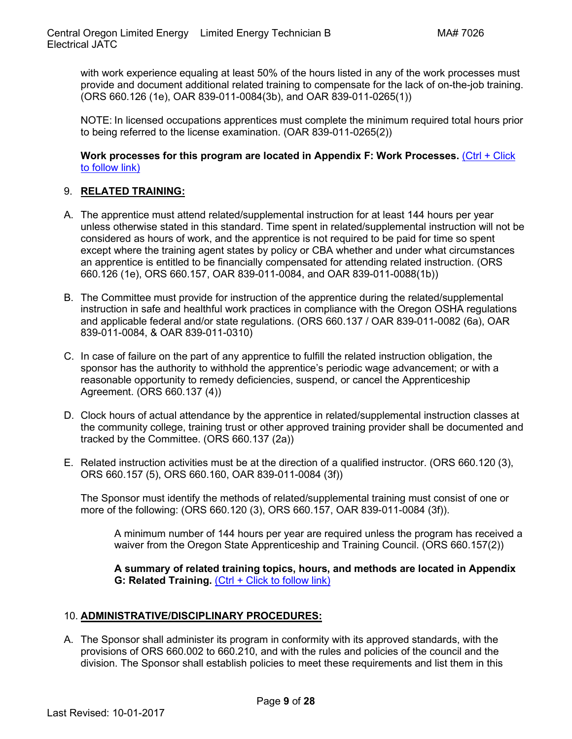with work experience equaling at least 50% of the hours listed in any of the work processes must provide and document additional related training to compensate for the lack of on-the-job training. (ORS 660.126 (1e), OAR 839-011-0084(3b), and OAR 839-011-0265(1))

NOTE: In licensed occupations apprentices must complete the minimum required total hours prior to being referred to the license examination. (OAR 839-011-0265(2))

**Work processes for this program are located in Appendix F: Work Processes.** (Ctrl + Click to follow link)

## 9. RELATED TRAINING:

A. The apprentice must attend related/supplemental instruction for at least 144 hours per year unless otherwise stated in this standard. Time spent in related/supplemental instruction will not be considered as hours of work, and the apprentice is not required to be paid for time so spent except where the training agent states by policy or CBA whether and under what circumstances an apprentice is entitled to be financially compensated for attending related instruction. (ORS 660.126 (1e), ORS 660.157, OAR 839-011-0084, and OAR 839-011-0088(1b))

B. The Committee must provide for instruction of the apprentice during the related/supplemental instruction in safe and healthful work practices in compliance with the Oregon OSHA regulations and applicable federal and/or state regulations. (ORS 660.137 / OAR 839-011-0082 (6a), OAR 839-011-0084, & OAR 839-011-0310)

C. In case of failure on the part of any apprentice to fulfill the related instruction obligation, the sponsor has the authority to withhold the apprentice's periodic wage advancement; or with a reasonable opportunity to remedy deficiencies, suspend, or cancel the Apprenticeship Agreement. (ORS 660.137 (4))

D. Clock hours of actual attendance by the apprentice in related/supplemental instruction classes at the community college, training trust or other approved training provider shall be documented and tracked by the Committee. (ORS 660.137 (2a))

E. Related instruction activities must be at the direction of a qualified instructor. (ORS 660.120 (3), ORS 660.157 (5), ORS 660.160, OAR 839-011-0084 (3f))

The Sponsor must identify the methods of related/supplemental training must consist of one or more of the following: (ORS 660.120 (3), ORS 660.157, OAR 839-011-0084 (3f)).

A minimum number of 144 hours per year are required unless the program has received a waiver from the Oregon State Apprenticeship and Training Council. (ORS 660.157(2))

**A summary of related training topics, hours, and methods are located in Appendix G: Related Training.** (Ctrl + Click to follow link)

## 10. ADMINISTRATIVE/DISCIPLINARY PROCEDURES:

A. The Sponsor shall administer its program in conformity with its approved standards, with the provisions of ORS 660.002 to 660.210, and with the rules and policies of the council and the division. The Sponsor shall establish policies to meet these requirements and list them in this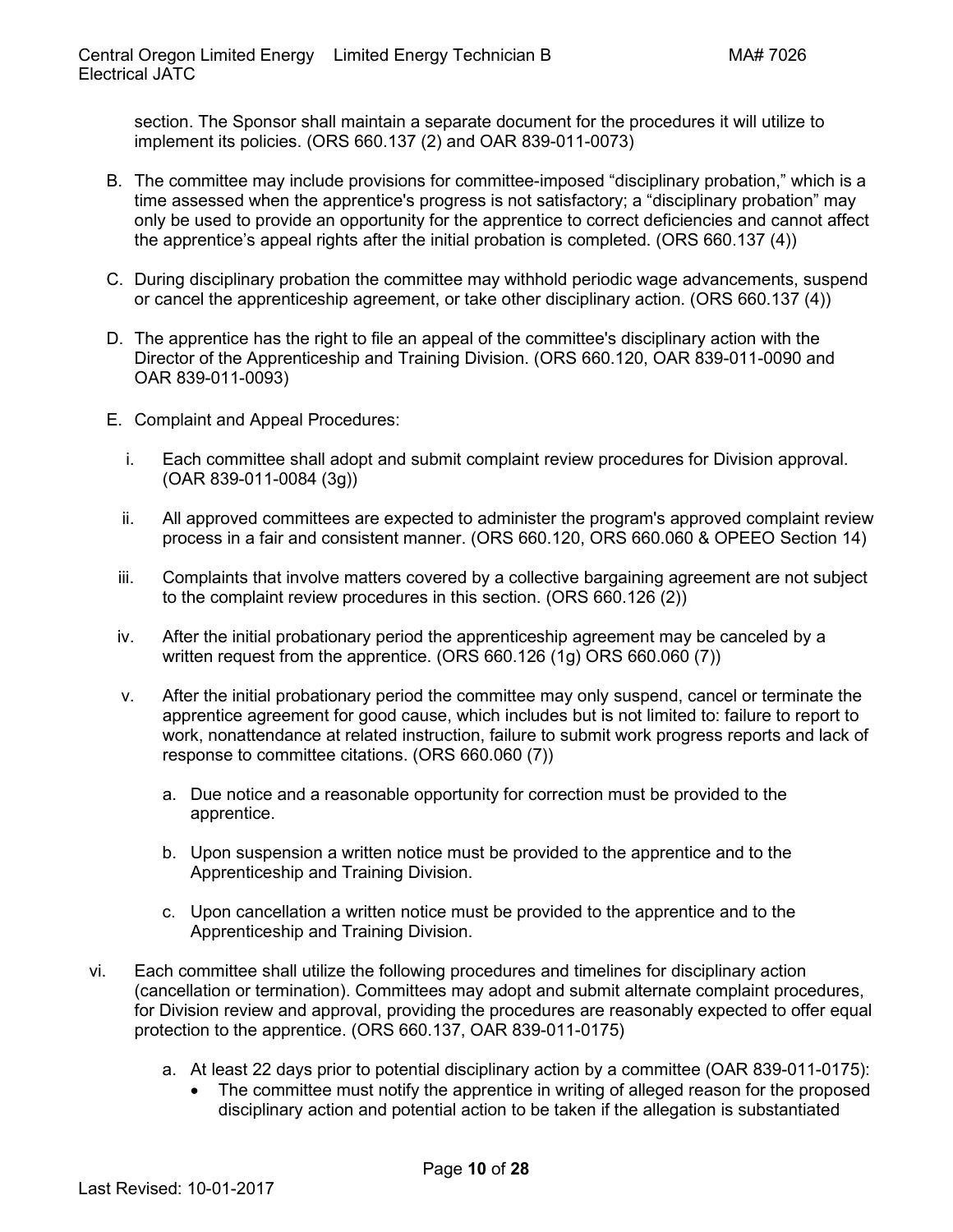section. The Sponsor shall maintain a separate document for the procedures it will utilize to implement its policies. (ORS 660.137 (2) and OAR 839-011-0073)

B. The committee may include provisions for committee-imposed "disciplinary probation," which is a time assessed when the apprentice's progress is not satisfactory; a "disciplinary probation" may only be used to provide an opportunity for the apprentice to correct deficiencies and cannot affect the apprentice's appeal rights after the initial probation is completed. (ORS 660.137 (4))

C. During disciplinary probation the committee may withhold periodic wage advancements, suspend or cancel the apprenticeship agreement, or take other disciplinary action. (ORS 660.137 (4))

D. The apprentice has the right to file an appeal of the committee's disciplinary action with the Director of the Apprenticeship and Training Division. (ORS 660.120, OAR 839-011-0090 and OAR 839-011-0093)

E. Complaint and Appeal Procedures:

   i. Each committee shall adopt and submit complaint review procedures for Division approval. (OAR 839-011-0084 (3g))

   ii. All approved committees are expected to administer the program's approved complaint review process in a fair and consistent manner. (ORS 660.120, ORS 660.060 & OPEEO Section 14)

   iii. Complaints that involve matters covered by a collective bargaining agreement are not subject to the complaint review procedures in this section. (ORS 660.126 (2))

   iv. After the initial probationary period the apprenticeship agreement may be canceled by a written request from the apprentice. (ORS 660.126 (1g) ORS 660.060 (7))

   v. After the initial probationary period the committee may only suspend, cancel or terminate the apprentice agreement for good cause, which includes but is not limited to: failure to report to work, nonattendance at related instruction, failure to submit work progress reports and lack of response to committee citations. (ORS 660.060 (7))

      a. Due notice and a reasonable opportunity for correction must be provided to the apprentice.

      b. Upon suspension a written notice must be provided to the apprentice and to the Apprenticeship and Training Division.

      c. Upon cancellation a written notice must be provided to the apprentice and to the Apprenticeship and Training Division.

vi. Each committee shall utilize the following procedures and timelines for disciplinary action (cancellation or termination). Committees may adopt and submit alternate complaint procedures, for Division review and approval, providing the procedures are reasonably expected to offer equal protection to the apprentice. (ORS 660.137, OAR 839-011-0175)

   a. At least 22 days prior to potential disciplinary action by a committee (OAR 839-011-0175):
      - The committee must notify the apprentice in writing of alleged reason for the proposed disciplinary action and potential action to be taken if the allegation is substantiated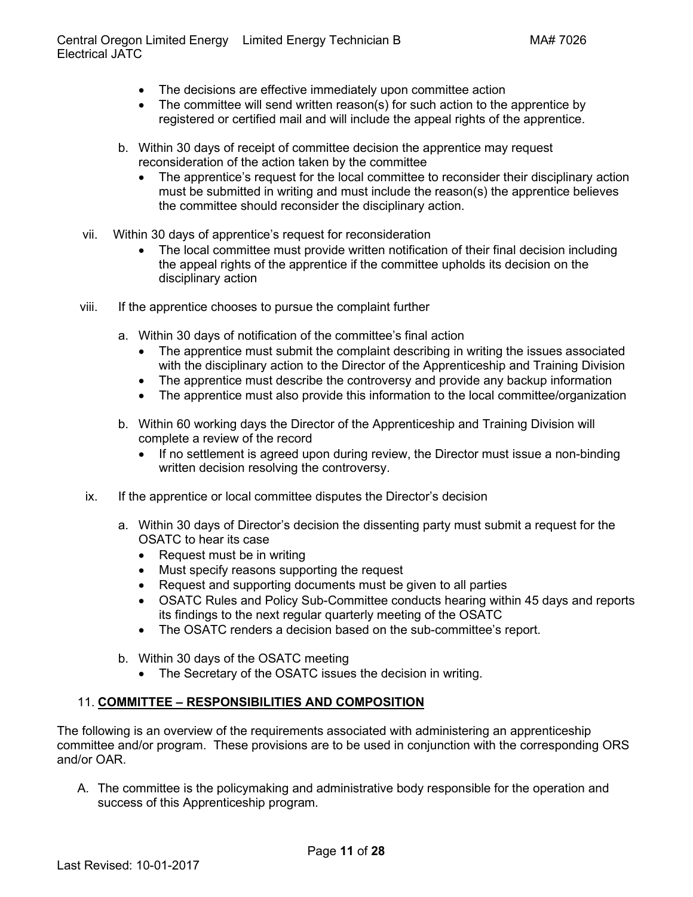- The decisions are effective immediately upon committee action
- The committee will send written reason(s) for such action to the apprentice by registered or certified mail and will include the appeal rights of the apprentice.

b. Within 30 days of receipt of committee decision the apprentice may request reconsideration of the action taken by the committee

- The apprentice's request for the local committee to reconsider their disciplinary action must be submitted in writing and must include the reason(s) the apprentice believes the committee should reconsider the disciplinary action.

vii. Within 30 days of apprentice's request for reconsideration

- The local committee must provide written notification of their final decision including the appeal rights of the apprentice if the committee upholds its decision on the disciplinary action

viii. If the apprentice chooses to pursue the complaint further

a. Within 30 days of notification of the committee's final action

- The apprentice must submit the complaint describing in writing the issues associated with the disciplinary action to the Director of the Apprenticeship and Training Division
- The apprentice must describe the controversy and provide any backup information
- The apprentice must also provide this information to the local committee/organization

b. Within 60 working days the Director of the Apprenticeship and Training Division will complete a review of the record

- If no settlement is agreed upon during review, the Director must issue a non-binding written decision resolving the controversy.

ix. If the apprentice or local committee disputes the Director's decision

a. Within 30 days of Director's decision the dissenting party must submit a request for the OSATC to hear its case

- Request must be in writing
- Must specify reasons supporting the request
- Request and supporting documents must be given to all parties
- OSATC Rules and Policy Sub-Committee conducts hearing within 45 days and reports its findings to the next regular quarterly meeting of the OSATC
- The OSATC renders a decision based on the sub-committee's report.

b. Within 30 days of the OSATC meeting

- The Secretary of the OSATC issues the decision in writing.

## 11. **COMMITTEE – RESPONSIBILITIES AND COMPOSITION**

The following is an overview of the requirements associated with administering an apprenticeship committee and/or program. These provisions are to be used in conjunction with the corresponding ORS and/or OAR.

A. The committee is the policymaking and administrative body responsible for the operation and success of this Apprenticeship program.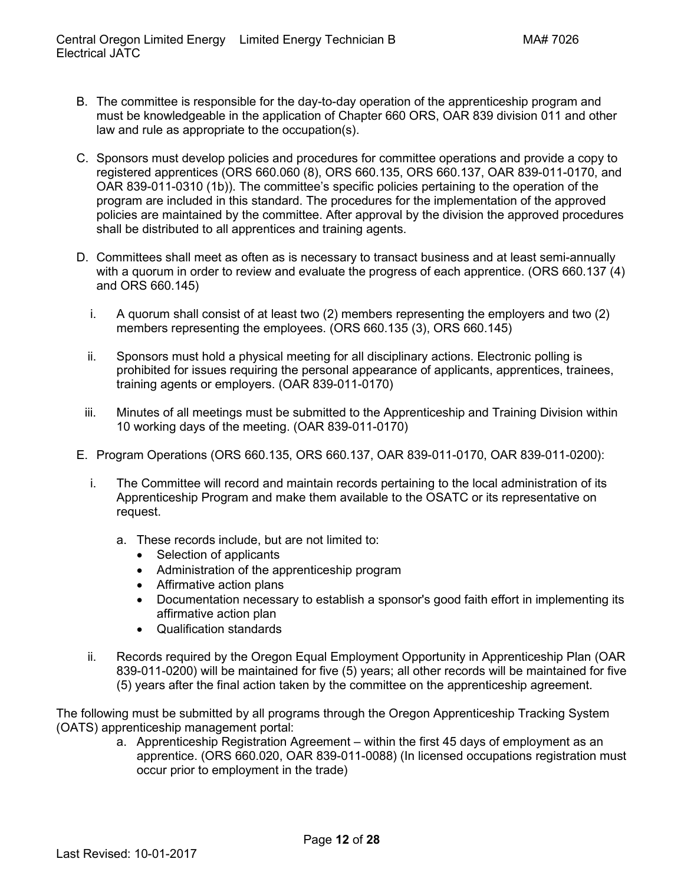B. The committee is responsible for the day-to-day operation of the apprenticeship program and must be knowledgeable in the application of Chapter 660 ORS, OAR 839 division 011 and other law and rule as appropriate to the occupation(s).

C. Sponsors must develop policies and procedures for committee operations and provide a copy to registered apprentices (ORS 660.060 (8), ORS 660.135, ORS 660.137, OAR 839-011-0170, and OAR 839-011-0310 (1b)). The committee's specific policies pertaining to the operation of the program are included in this standard. The procedures for the implementation of the approved policies are maintained by the committee. After approval by the division the approved procedures shall be distributed to all apprentices and training agents.

D. Committees shall meet as often as is necessary to transact business and at least semi-annually with a quorum in order to review and evaluate the progress of each apprentice. (ORS 660.137 (4) and ORS 660.145)

   i. A quorum shall consist of at least two (2) members representing the employers and two (2) members representing the employees. (ORS 660.135 (3), ORS 660.145)

   ii. Sponsors must hold a physical meeting for all disciplinary actions. Electronic polling is prohibited for issues requiring the personal appearance of applicants, apprentices, trainees, training agents or employers. (OAR 839-011-0170)

   iii. Minutes of all meetings must be submitted to the Apprenticeship and Training Division within 10 working days of the meeting. (OAR 839-011-0170)

E. Program Operations (ORS 660.135, ORS 660.137, OAR 839-011-0170, OAR 839-011-0200):

   i. The Committee will record and maintain records pertaining to the local administration of its Apprenticeship Program and make them available to the OSATC or its representative on request.

      a. These records include, but are not limited to:
         - Selection of applicants
         - Administration of the apprenticeship program
         - Affirmative action plans
         - Documentation necessary to establish a sponsor's good faith effort in implementing its affirmative action plan
         - Qualification standards

   ii. Records required by the Oregon Equal Employment Opportunity in Apprenticeship Plan (OAR 839-011-0200) will be maintained for five (5) years; all other records will be maintained for five (5) years after the final action taken by the committee on the apprenticeship agreement.

The following must be submitted by all programs through the Oregon Apprenticeship Tracking System (OATS) apprenticeship management portal:

a. Apprenticeship Registration Agreement – within the first 45 days of employment as an apprentice. (ORS 660.020, OAR 839-011-0088) (In licensed occupations registration must occur prior to employment in the trade)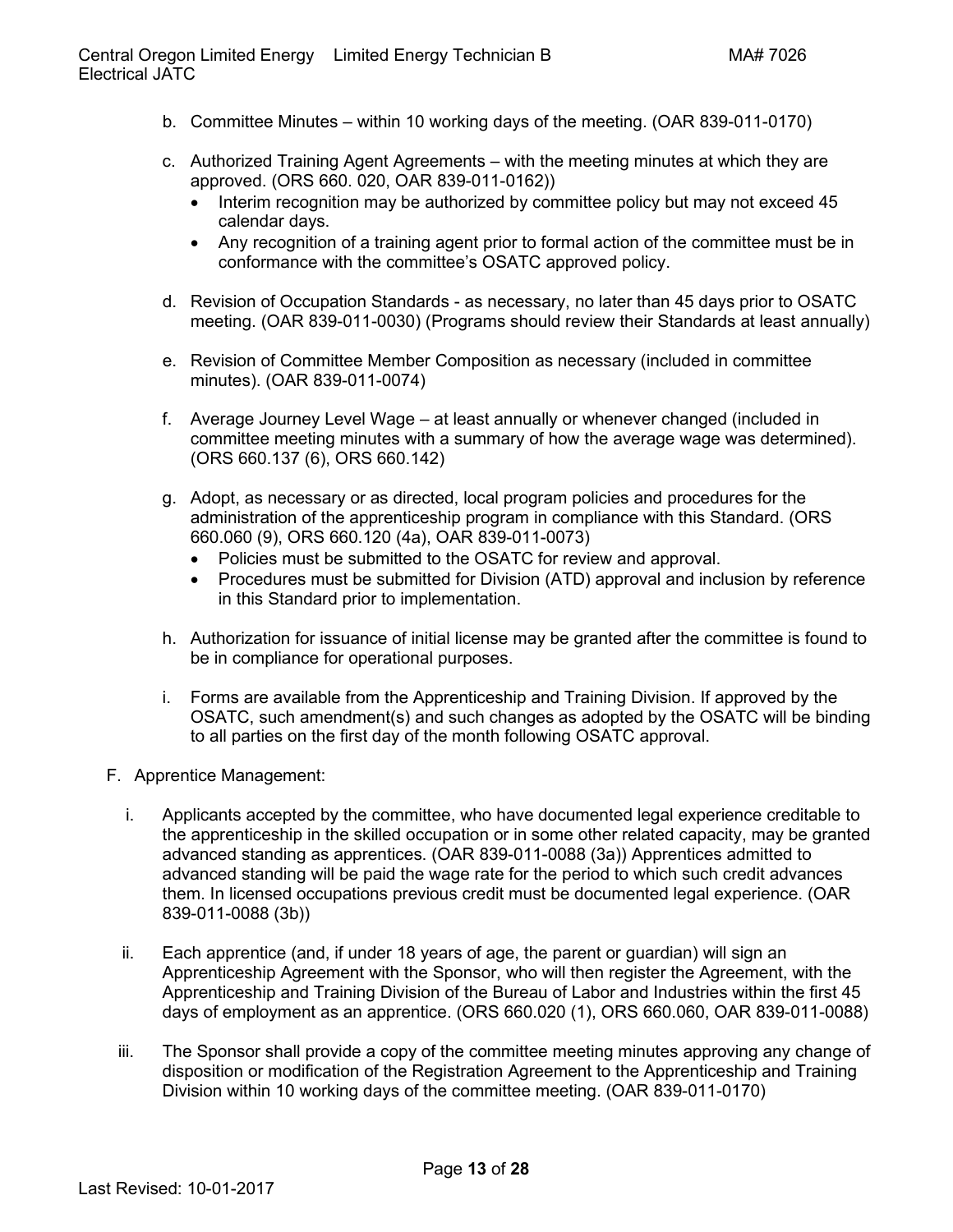b. Committee Minutes – within 10 working days of the meeting. (OAR 839-011-0170)

c. Authorized Training Agent Agreements – with the meeting minutes at which they are approved. (ORS 660. 020, OAR 839-011-0162))
   - Interim recognition may be authorized by committee policy but may not exceed 45 calendar days.
   - Any recognition of a training agent prior to formal action of the committee must be in conformance with the committee's OSATC approved policy.

d. Revision of Occupation Standards - as necessary, no later than 45 days prior to OSATC meeting. (OAR 839-011-0030) (Programs should review their Standards at least annually)

e. Revision of Committee Member Composition as necessary (included in committee minutes). (OAR 839-011-0074)

f. Average Journey Level Wage – at least annually or whenever changed (included in committee meeting minutes with a summary of how the average wage was determined). (ORS 660.137 (6), ORS 660.142)

g. Adopt, as necessary or as directed, local program policies and procedures for the administration of the apprenticeship program in compliance with this Standard. (ORS 660.060 (9), ORS 660.120 (4a), OAR 839-011-0073)
   - Policies must be submitted to the OSATC for review and approval.
   - Procedures must be submitted for Division (ATD) approval and inclusion by reference in this Standard prior to implementation.

h. Authorization for issuance of initial license may be granted after the committee is found to be in compliance for operational purposes.

i. Forms are available from the Apprenticeship and Training Division. If approved by the OSATC, such amendment(s) and such changes as adopted by the OSATC will be binding to all parties on the first day of the month following OSATC approval.

F. Apprentice Management:

i. Applicants accepted by the committee, who have documented legal experience creditable to the apprenticeship in the skilled occupation or in some other related capacity, may be granted advanced standing as apprentices. (OAR 839-011-0088 (3a)) Apprentices admitted to advanced standing will be paid the wage rate for the period to which such credit advances them. In licensed occupations previous credit must be documented legal experience. (OAR 839-011-0088 (3b))

ii. Each apprentice (and, if under 18 years of age, the parent or guardian) will sign an Apprenticeship Agreement with the Sponsor, who will then register the Agreement, with the Apprenticeship and Training Division of the Bureau of Labor and Industries within the first 45 days of employment as an apprentice. (ORS 660.020 (1), ORS 660.060, OAR 839-011-0088)

iii. The Sponsor shall provide a copy of the committee meeting minutes approving any change of disposition or modification of the Registration Agreement to the Apprenticeship and Training Division within 10 working days of the committee meeting. (OAR 839-011-0170)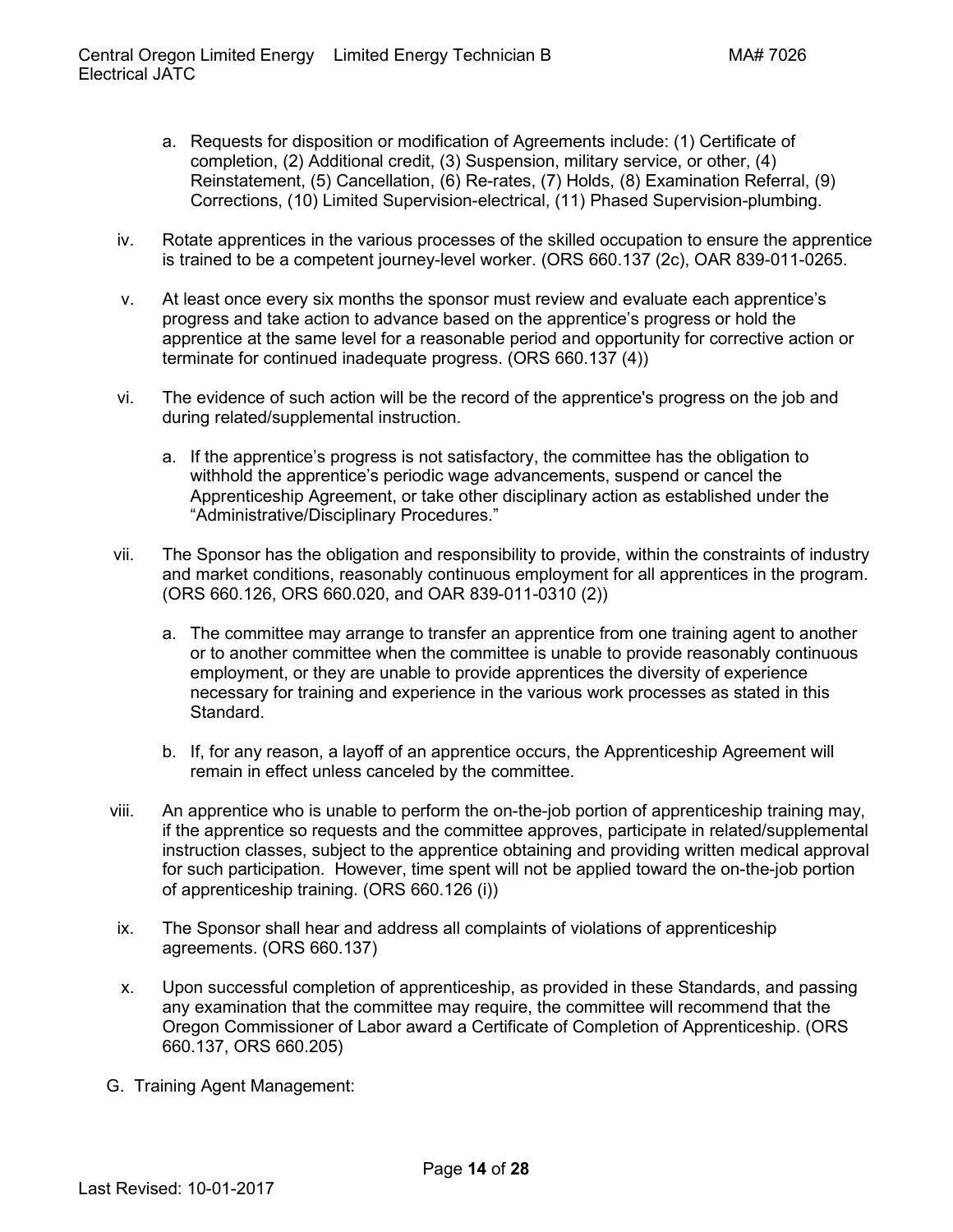a. Requests for disposition or modification of Agreements include: (1) Certificate of completion, (2) Additional credit, (3) Suspension, military service, or other, (4) Reinstatement, (5) Cancellation, (6) Re-rates, (7) Holds, (8) Examination Referral, (9) Corrections, (10) Limited Supervision-electrical, (11) Phased Supervision-plumbing.

iv. Rotate apprentices in the various processes of the skilled occupation to ensure the apprentice is trained to be a competent journey-level worker. (ORS 660.137 (2c), OAR 839-011-0265.

v. At least once every six months the sponsor must review and evaluate each apprentice's progress and take action to advance based on the apprentice's progress or hold the apprentice at the same level for a reasonable period and opportunity for corrective action or terminate for continued inadequate progress. (ORS 660.137 (4))

vi. The evidence of such action will be the record of the apprentice's progress on the job and during related/supplemental instruction.

   a. If the apprentice's progress is not satisfactory, the committee has the obligation to withhold the apprentice's periodic wage advancements, suspend or cancel the Apprenticeship Agreement, or take other disciplinary action as established under the "Administrative/Disciplinary Procedures."

vii. The Sponsor has the obligation and responsibility to provide, within the constraints of industry and market conditions, reasonably continuous employment for all apprentices in the program. (ORS 660.126, ORS 660.020, and OAR 839-011-0310 (2))

   a. The committee may arrange to transfer an apprentice from one training agent to another or to another committee when the committee is unable to provide reasonably continuous employment, or they are unable to provide apprentices the diversity of experience necessary for training and experience in the various work processes as stated in this Standard.

   b. If, for any reason, a layoff of an apprentice occurs, the Apprenticeship Agreement will remain in effect unless canceled by the committee.

viii. An apprentice who is unable to perform the on-the-job portion of apprenticeship training may, if the apprentice so requests and the committee approves, participate in related/supplemental instruction classes, subject to the apprentice obtaining and providing written medical approval for such participation. However, time spent will not be applied toward the on-the-job portion of apprenticeship training. (ORS 660.126 (i))

ix. The Sponsor shall hear and address all complaints of violations of apprenticeship agreements. (ORS 660.137)

x. Upon successful completion of apprenticeship, as provided in these Standards, and passing any examination that the committee may require, the committee will recommend that the Oregon Commissioner of Labor award a Certificate of Completion of Apprenticeship. (ORS 660.137, ORS 660.205)

G. Training Agent Management: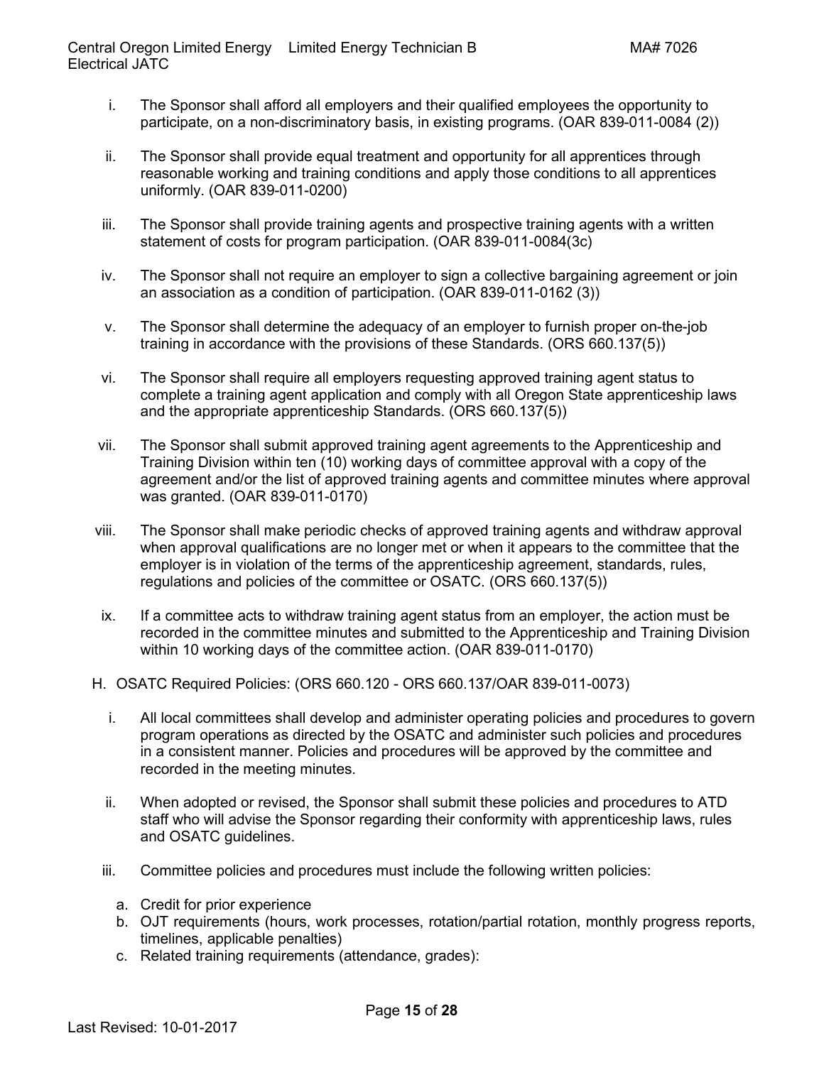i. The Sponsor shall afford all employers and their qualified employees the opportunity to participate, on a non-discriminatory basis, in existing programs. (OAR 839-011-0084 (2))

ii. The Sponsor shall provide equal treatment and opportunity for all apprentices through reasonable working and training conditions and apply those conditions to all apprentices uniformly. (OAR 839-011-0200)

iii. The Sponsor shall provide training agents and prospective training agents with a written statement of costs for program participation. (OAR 839-011-0084(3c)

iv. The Sponsor shall not require an employer to sign a collective bargaining agreement or join an association as a condition of participation. (OAR 839-011-0162 (3))

v. The Sponsor shall determine the adequacy of an employer to furnish proper on-the-job training in accordance with the provisions of these Standards. (ORS 660.137(5))

vi. The Sponsor shall require all employers requesting approved training agent status to complete a training agent application and comply with all Oregon State apprenticeship laws and the appropriate apprenticeship Standards. (ORS 660.137(5))

vii. The Sponsor shall submit approved training agent agreements to the Apprenticeship and Training Division within ten (10) working days of committee approval with a copy of the agreement and/or the list of approved training agents and committee minutes where approval was granted. (OAR 839-011-0170)

viii. The Sponsor shall make periodic checks of approved training agents and withdraw approval when approval qualifications are no longer met or when it appears to the committee that the employer is in violation of the terms of the apprenticeship agreement, standards, rules, regulations and policies of the committee or OSATC. (ORS 660.137(5))

ix. If a committee acts to withdraw training agent status from an employer, the action must be recorded in the committee minutes and submitted to the Apprenticeship and Training Division within 10 working days of the committee action. (OAR 839-011-0170)

H. OSATC Required Policies: (ORS 660.120 - ORS 660.137/OAR 839-011-0073)

i. All local committees shall develop and administer operating policies and procedures to govern program operations as directed by the OSATC and administer such policies and procedures in a consistent manner. Policies and procedures will be approved by the committee and recorded in the meeting minutes.

ii. When adopted or revised, the Sponsor shall submit these policies and procedures to ATD staff who will advise the Sponsor regarding their conformity with apprenticeship laws, rules and OSATC guidelines.

iii. Committee policies and procedures must include the following written policies:

a. Credit for prior experience
b. OJT requirements (hours, work processes, rotation/partial rotation, monthly progress reports, timelines, applicable penalties)
c. Related training requirements (attendance, grades):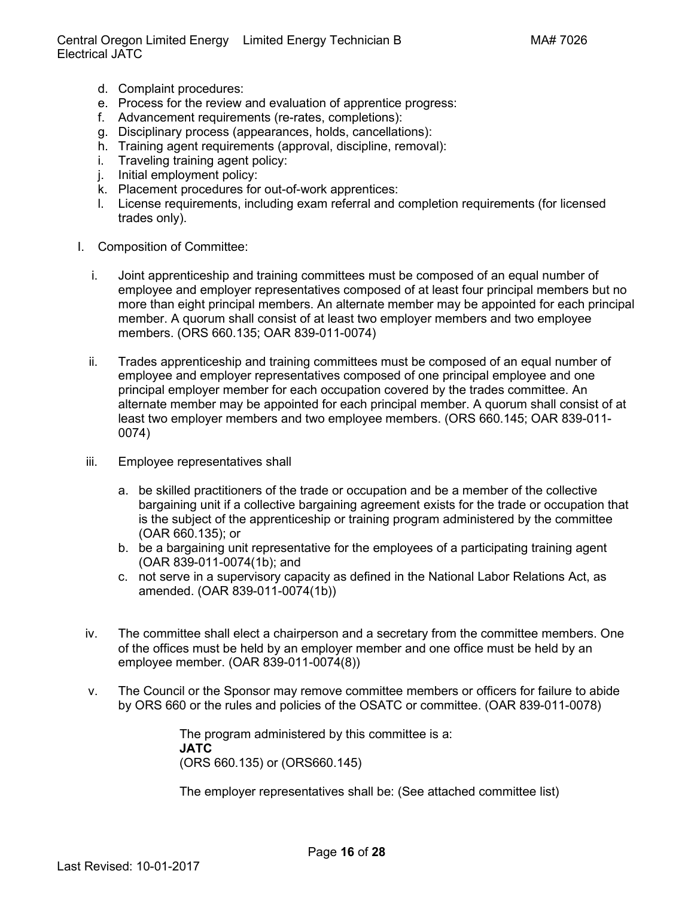d. Complaint procedures:
e. Process for the review and evaluation of apprentice progress:
f. Advancement requirements (re-rates, completions):
g. Disciplinary process (appearances, holds, cancellations):
h. Training agent requirements (approval, discipline, removal):
i. Traveling training agent policy:
j. Initial employment policy:
k. Placement procedures for out-of-work apprentices:
l. License requirements, including exam referral and completion requirements (for licensed trades only).

I. Composition of Committee:

i. Joint apprenticeship and training committees must be composed of an equal number of employee and employer representatives composed of at least four principal members but no more than eight principal members. An alternate member may be appointed for each principal member. A quorum shall consist of at least two employer members and two employee members. (ORS 660.135; OAR 839-011-0074)

ii. Trades apprenticeship and training committees must be composed of an equal number of employee and employer representatives composed of one principal employee and one principal employer member for each occupation covered by the trades committee. An alternate member may be appointed for each principal member. A quorum shall consist of at least two employer members and two employee members. (ORS 660.145; OAR 839-011-0074)

iii. Employee representatives shall

   a. be skilled practitioners of the trade or occupation and be a member of the collective bargaining unit if a collective bargaining agreement exists for the trade or occupation that is the subject of the apprenticeship or training program administered by the committee (OAR 660.135); or
   b. be a bargaining unit representative for the employees of a participating training agent (OAR 839-011-0074(1b); and
   c. not serve in a supervisory capacity as defined in the National Labor Relations Act, as amended. (OAR 839-011-0074(1b))

iv. The committee shall elect a chairperson and a secretary from the committee members. One of the offices must be held by an employer member and one office must be held by an employee member. (OAR 839-011-0074(8))

v. The Council or the Sponsor may remove committee members or officers for failure to abide by ORS 660 or the rules and policies of the OSATC or committee. (OAR 839-011-0078)

The program administered by this committee is a:
**JATC**
(ORS 660.135) or (ORS660.145)

The employer representatives shall be: (See attached committee list)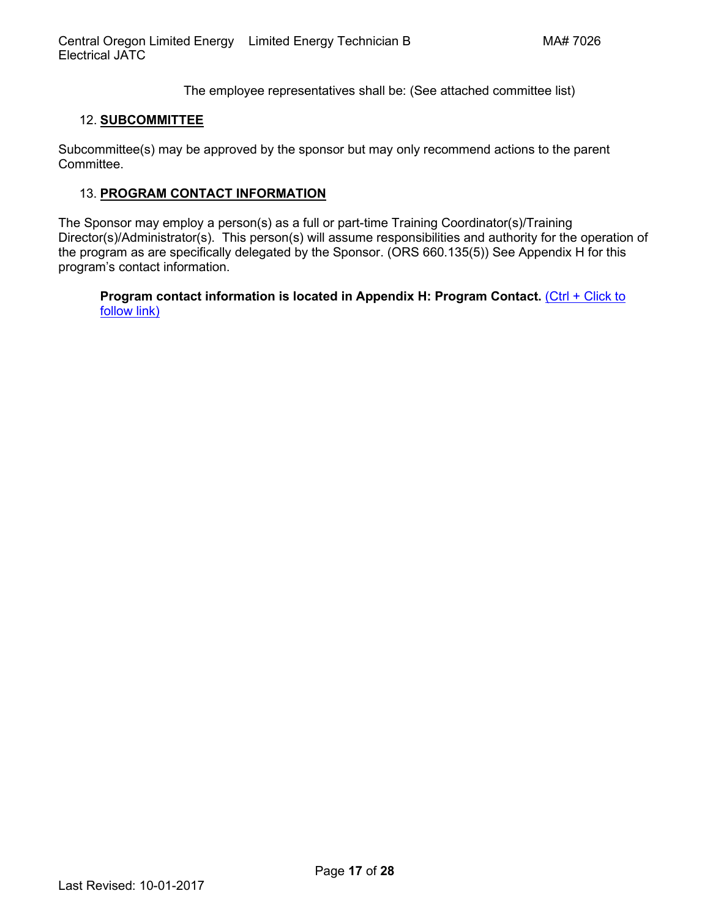The employee representatives shall be: (See attached committee list)

## 12. SUBCOMMITTEE

Subcommittee(s) may be approved by the sponsor but may only recommend actions to the parent Committee.

## 13. PROGRAM CONTACT INFORMATION

The Sponsor may employ a person(s) as a full or part-time Training Coordinator(s)/Training Director(s)/Administrator(s). This person(s) will assume responsibilities and authority for the operation of the program as are specifically delegated by the Sponsor. (ORS 660.135(5)) See Appendix H for this program's contact information.

**Program contact information is located in Appendix H: Program Contact.** (Ctrl + Click to follow link)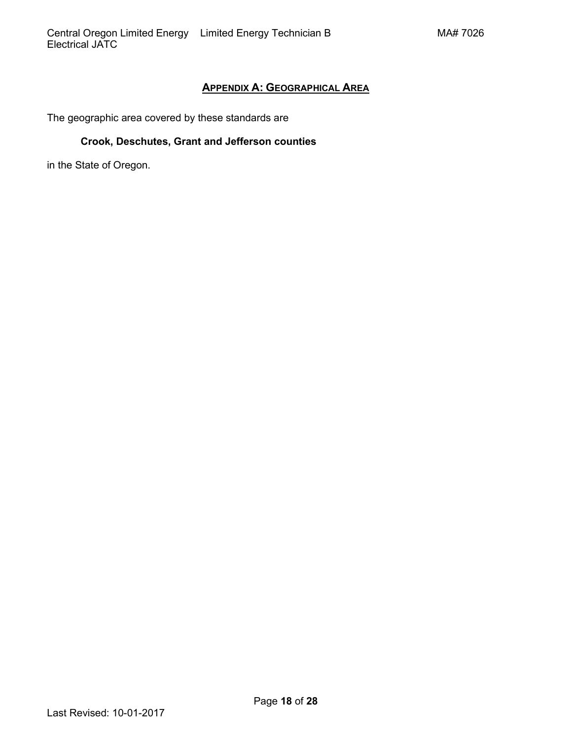## Appendix A: Geographical Area

The geographic area covered by these standards are

**Crook, Deschutes, Grant and Jefferson counties**

in the State of Oregon.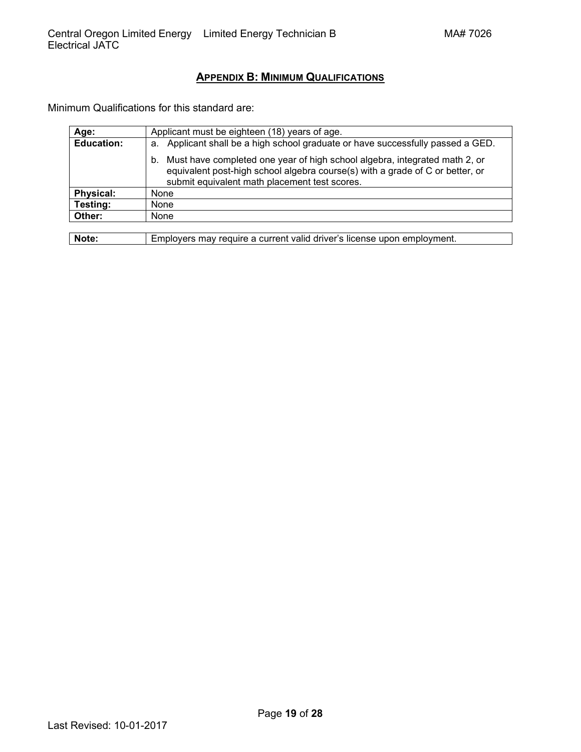## APPENDIX B: MINIMUM QUALIFICATIONS

Minimum Qualifications for this standard are:

| | |
|---|---|
| **Age:** | Applicant must be eighteen (18) years of age. |
| **Education:** | a. Applicant shall be a high school graduate or have successfully passed a GED.<br>b. Must have completed one year of high school algebra, integrated math 2, or equivalent post-high school algebra course(s) with a grade of C or better, or submit equivalent math placement test scores. |
| **Physical:** | None |
| **Testing:** | None |
| **Other:** | None |

| | |
|---|---|
| **Note:** | Employers may require a current valid driver's license upon employment. |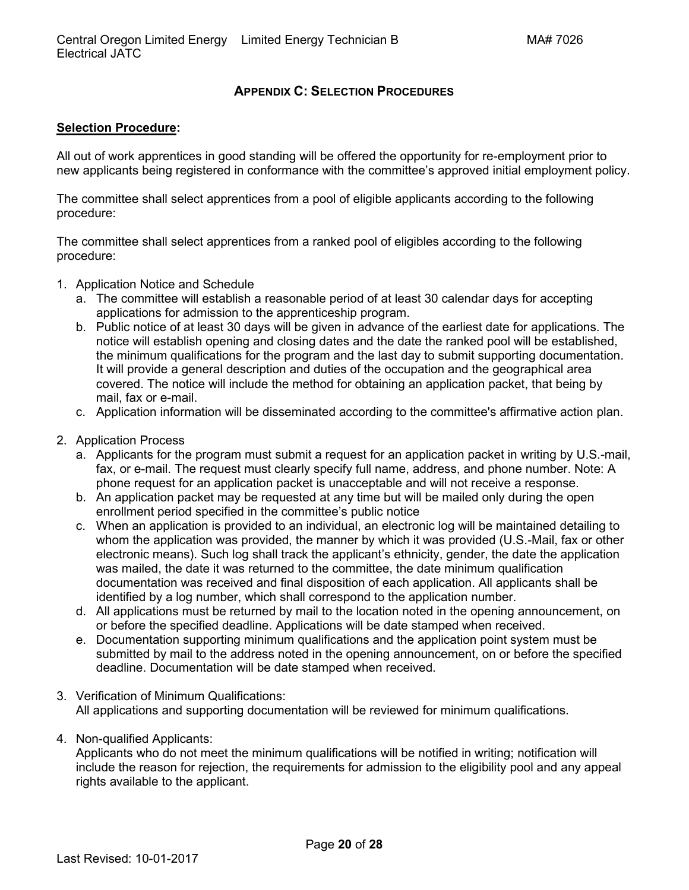## APPENDIX C: SELECTION PROCEDURES

**Selection Procedure:**

All out of work apprentices in good standing will be offered the opportunity for re-employment prior to new applicants being registered in conformance with the committee's approved initial employment policy.

The committee shall select apprentices from a pool of eligible applicants according to the following procedure:

The committee shall select apprentices from a ranked pool of eligibles according to the following procedure:

1. Application Notice and Schedule
   a. The committee will establish a reasonable period of at least 30 calendar days for accepting applications for admission to the apprenticeship program.
   b. Public notice of at least 30 days will be given in advance of the earliest date for applications. The notice will establish opening and closing dates and the date the ranked pool will be established, the minimum qualifications for the program and the last day to submit supporting documentation. It will provide a general description and duties of the occupation and the geographical area covered. The notice will include the method for obtaining an application packet, that being by mail, fax or e-mail.
   c. Application information will be disseminated according to the committee's affirmative action plan.

2. Application Process
   a. Applicants for the program must submit a request for an application packet in writing by U.S.-mail, fax, or e-mail. The request must clearly specify full name, address, and phone number. Note: A phone request for an application packet is unacceptable and will not receive a response.
   b. An application packet may be requested at any time but will be mailed only during the open enrollment period specified in the committee's public notice
   c. When an application is provided to an individual, an electronic log will be maintained detailing to whom the application was provided, the manner by which it was provided (U.S.-Mail, fax or other electronic means). Such log shall track the applicant's ethnicity, gender, the date the application was mailed, the date it was returned to the committee, the date minimum qualification documentation was received and final disposition of each application. All applicants shall be identified by a log number, which shall correspond to the application number.
   d. All applications must be returned by mail to the location noted in the opening announcement, on or before the specified deadline. Applications will be date stamped when received.
   e. Documentation supporting minimum qualifications and the application point system must be submitted by mail to the address noted in the opening announcement, on or before the specified deadline. Documentation will be date stamped when received.

3. Verification of Minimum Qualifications:
   All applications and supporting documentation will be reviewed for minimum qualifications.

4. Non-qualified Applicants:
   Applicants who do not meet the minimum qualifications will be notified in writing; notification will include the reason for rejection, the requirements for admission to the eligibility pool and any appeal rights available to the applicant.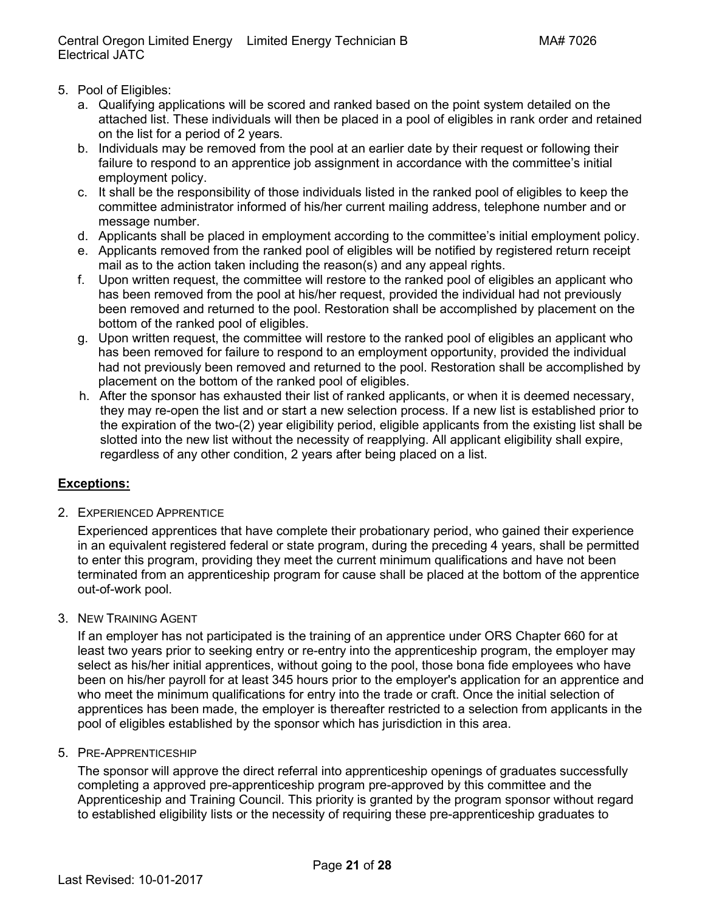5. Pool of Eligibles:
   a. Qualifying applications will be scored and ranked based on the point system detailed on the attached list. These individuals will then be placed in a pool of eligibles in rank order and retained on the list for a period of 2 years.
   b. Individuals may be removed from the pool at an earlier date by their request or following their failure to respond to an apprentice job assignment in accordance with the committee's initial employment policy.
   c. It shall be the responsibility of those individuals listed in the ranked pool of eligibles to keep the committee administrator informed of his/her current mailing address, telephone number and or message number.
   d. Applicants shall be placed in employment according to the committee's initial employment policy.
   e. Applicants removed from the ranked pool of eligibles will be notified by registered return receipt mail as to the action taken including the reason(s) and any appeal rights.
   f. Upon written request, the committee will restore to the ranked pool of eligibles an applicant who has been removed from the pool at his/her request, provided the individual had not previously been removed and returned to the pool. Restoration shall be accomplished by placement on the bottom of the ranked pool of eligibles.
   g. Upon written request, the committee will restore to the ranked pool of eligibles an applicant who has been removed for failure to respond to an employment opportunity, provided the individual had not previously been removed and returned to the pool. Restoration shall be accomplished by placement on the bottom of the ranked pool of eligibles.
   h. After the sponsor has exhausted their list of ranked applicants, or when it is deemed necessary, they may re-open the list and or start a new selection process. If a new list is established prior to the expiration of the two-(2) year eligibility period, eligible applicants from the existing list shall be slotted into the new list without the necessity of reapplying. All applicant eligibility shall expire, regardless of any other condition, 2 years after being placed on a list.

**Exceptions:**

2. EXPERIENCED APPRENTICE

   Experienced apprentices that have complete their probationary period, who gained their experience in an equivalent registered federal or state program, during the preceding 4 years, shall be permitted to enter this program, providing they meet the current minimum qualifications and have not been terminated from an apprenticeship program for cause shall be placed at the bottom of the apprentice out-of-work pool.

3. NEW TRAINING AGENT

   If an employer has not participated is the training of an apprentice under ORS Chapter 660 for at least two years prior to seeking entry or re-entry into the apprenticeship program, the employer may select as his/her initial apprentices, without going to the pool, those bona fide employees who have been on his/her payroll for at least 345 hours prior to the employer's application for an apprentice and who meet the minimum qualifications for entry into the trade or craft. Once the initial selection of apprentices has been made, the employer is thereafter restricted to a selection from applicants in the pool of eligibles established by the sponsor which has jurisdiction in this area.

5. PRE-APPRENTICESHIP

   The sponsor will approve the direct referral into apprenticeship openings of graduates successfully completing a approved pre-apprenticeship program pre-approved by this committee and the Apprenticeship and Training Council. This priority is granted by the program sponsor without regard to established eligibility lists or the necessity of requiring these pre-apprenticeship graduates to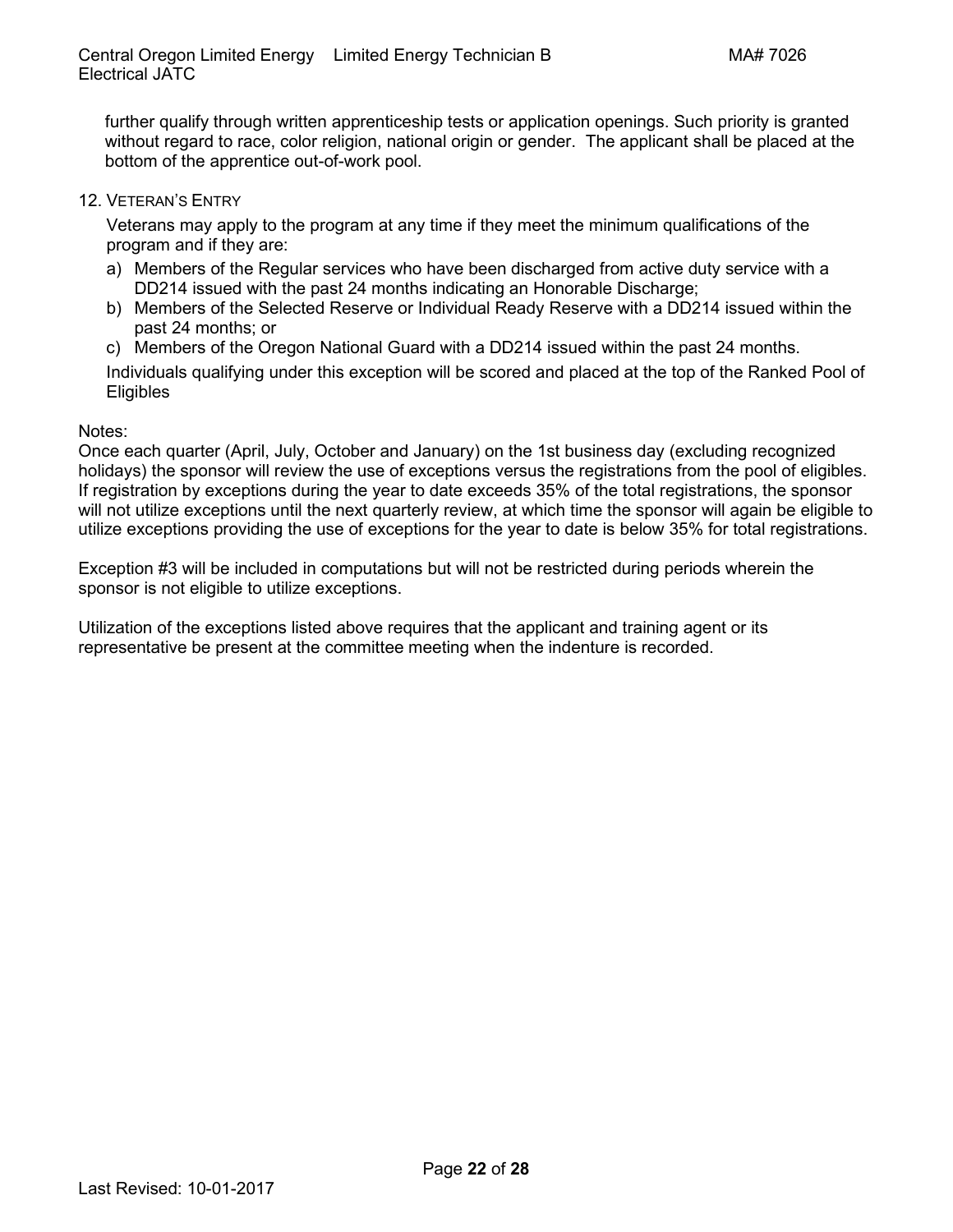further qualify through written apprenticeship tests or application openings. Such priority is granted without regard to race, color religion, national origin or gender. The applicant shall be placed at the bottom of the apprentice out-of-work pool.

12. VETERAN'S ENTRY

Veterans may apply to the program at any time if they meet the minimum qualifications of the program and if they are:

a) Members of the Regular services who have been discharged from active duty service with a DD214 issued with the past 24 months indicating an Honorable Discharge;
b) Members of the Selected Reserve or Individual Ready Reserve with a DD214 issued within the past 24 months; or
c) Members of the Oregon National Guard with a DD214 issued within the past 24 months.

Individuals qualifying under this exception will be scored and placed at the top of the Ranked Pool of Eligibles

Notes:
Once each quarter (April, July, October and January) on the 1st business day (excluding recognized holidays) the sponsor will review the use of exceptions versus the registrations from the pool of eligibles. If registration by exceptions during the year to date exceeds 35% of the total registrations, the sponsor will not utilize exceptions until the next quarterly review, at which time the sponsor will again be eligible to utilize exceptions providing the use of exceptions for the year to date is below 35% for total registrations.

Exception #3 will be included in computations but will not be restricted during periods wherein the sponsor is not eligible to utilize exceptions.

Utilization of the exceptions listed above requires that the applicant and training agent or its representative be present at the committee meeting when the indenture is recorded.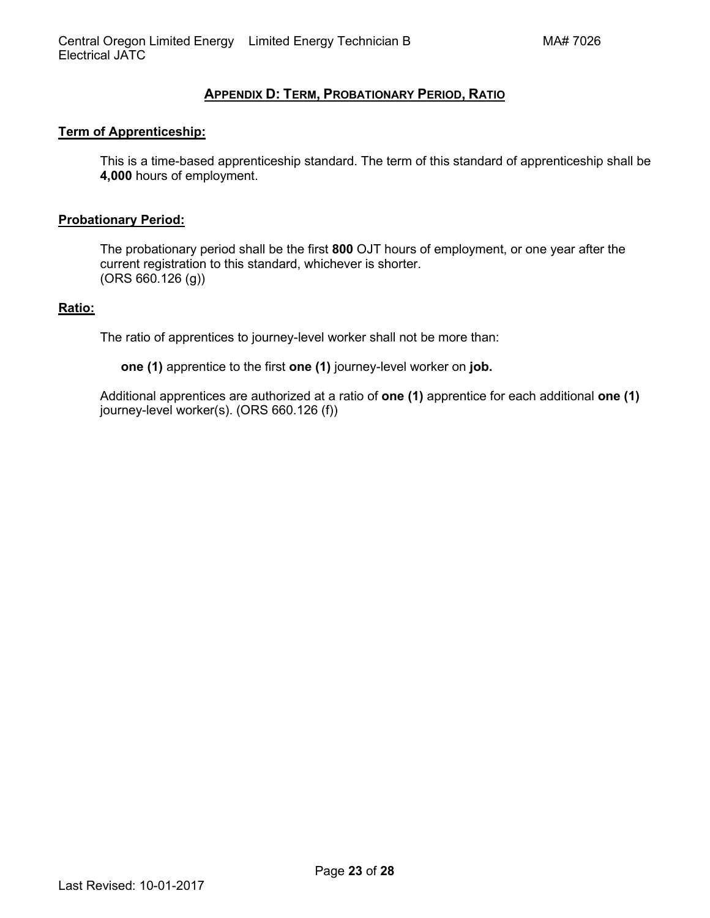## Appendix D: Term, Probationary Period, Ratio

**Term of Apprenticeship:**

This is a time-based apprenticeship standard. The term of this standard of apprenticeship shall be **4,000** hours of employment.

**Probationary Period:**

The probationary period shall be the first **800** OJT hours of employment, or one year after the current registration to this standard, whichever is shorter.
(ORS 660.126 (g))

**Ratio:**

The ratio of apprentices to journey-level worker shall not be more than:

**one (1)** apprentice to the first **one (1)** journey-level worker on **job.**

Additional apprentices are authorized at a ratio of **one (1)** apprentice for each additional **one (1)** journey-level worker(s). (ORS 660.126 (f))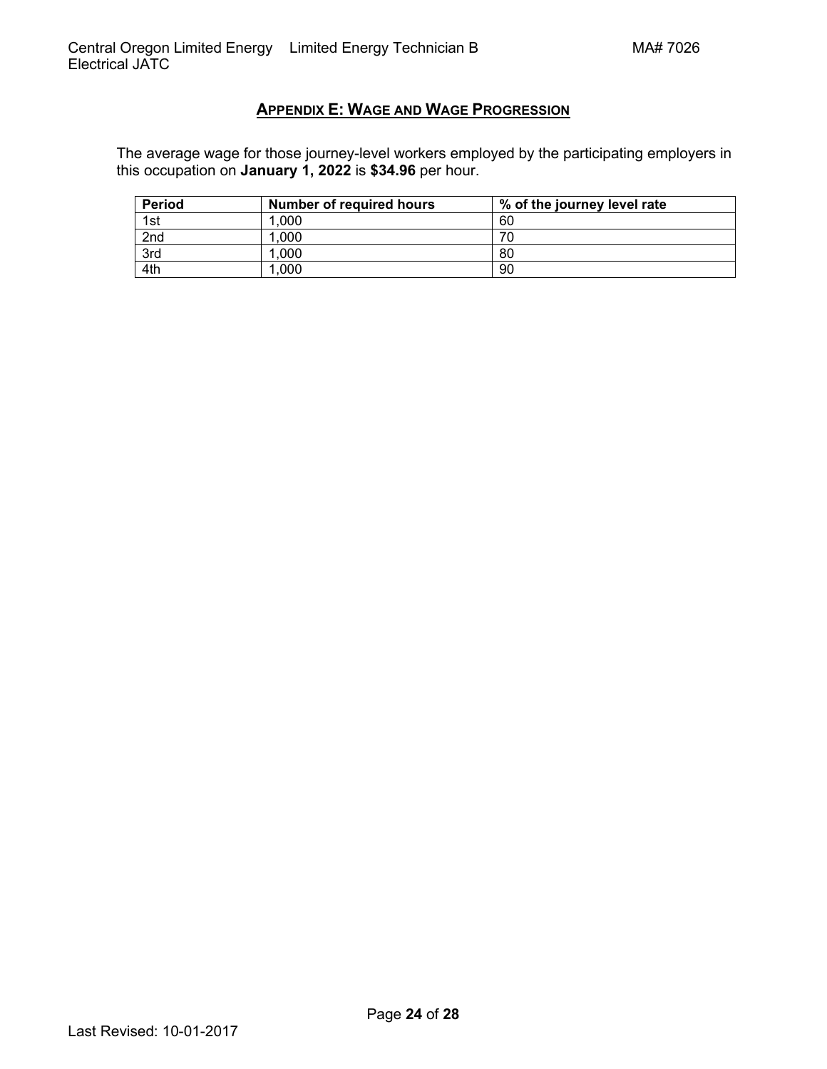## APPENDIX E: WAGE AND WAGE PROGRESSION

The average wage for those journey-level workers employed by the participating employers in this occupation on **January 1, 2022** is **$34.96** per hour.

| Period | Number of required hours | % of the journey level rate |
|---|---|---|
| 1st | 1,000 | 60 |
| 2nd | 1,000 | 70 |
| 3rd | 1,000 | 80 |
| 4th | 1,000 | 90 |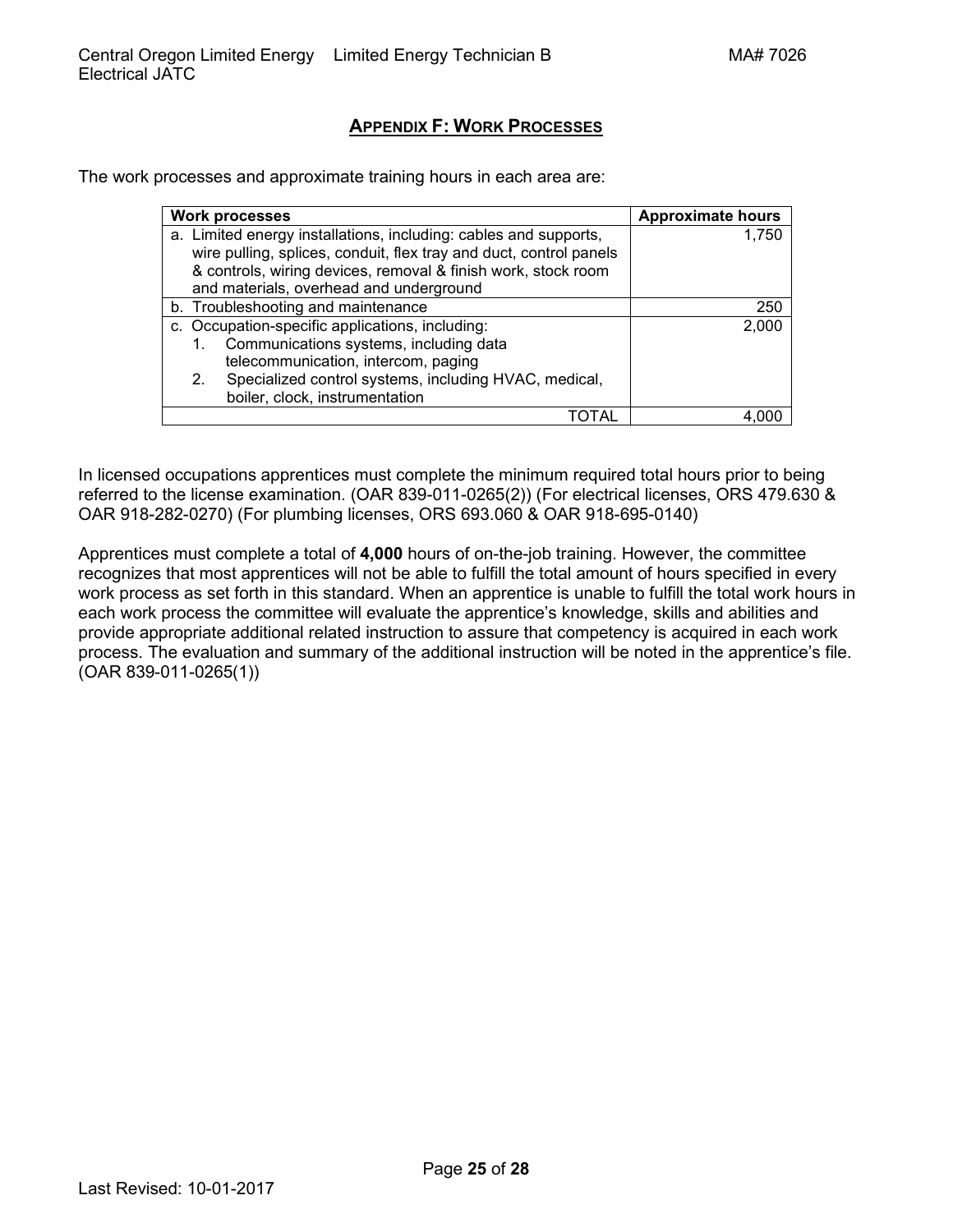## APPENDIX F: WORK PROCESSES

The work processes and approximate training hours in each area are:

| Work processes | Approximate hours |
|---|---|
| a. Limited energy installations, including: cables and supports, wire pulling, splices, conduit, flex tray and duct, control panels & controls, wiring devices, removal & finish work, stock room and materials, overhead and underground | 1,750 |
| b. Troubleshooting and maintenance | 250 |
| c. Occupation-specific applications, including:<br>1. Communications systems, including data telecommunication, intercom, paging<br>2. Specialized control systems, including HVAC, medical, boiler, clock, instrumentation | 2,000 |
| TOTAL | 4,000 |

In licensed occupations apprentices must complete the minimum required total hours prior to being referred to the license examination. (OAR 839-011-0265(2)) (For electrical licenses, ORS 479.630 & OAR 918-282-0270) (For plumbing licenses, ORS 693.060 & OAR 918-695-0140)

Apprentices must complete a total of **4,000** hours of on-the-job training. However, the committee recognizes that most apprentices will not be able to fulfill the total amount of hours specified in every work process as set forth in this standard. When an apprentice is unable to fulfill the total work hours in each work process the committee will evaluate the apprentice's knowledge, skills and abilities and provide appropriate additional related instruction to assure that competency is acquired in each work process. The evaluation and summary of the additional instruction will be noted in the apprentice's file. (OAR 839-011-0265(1))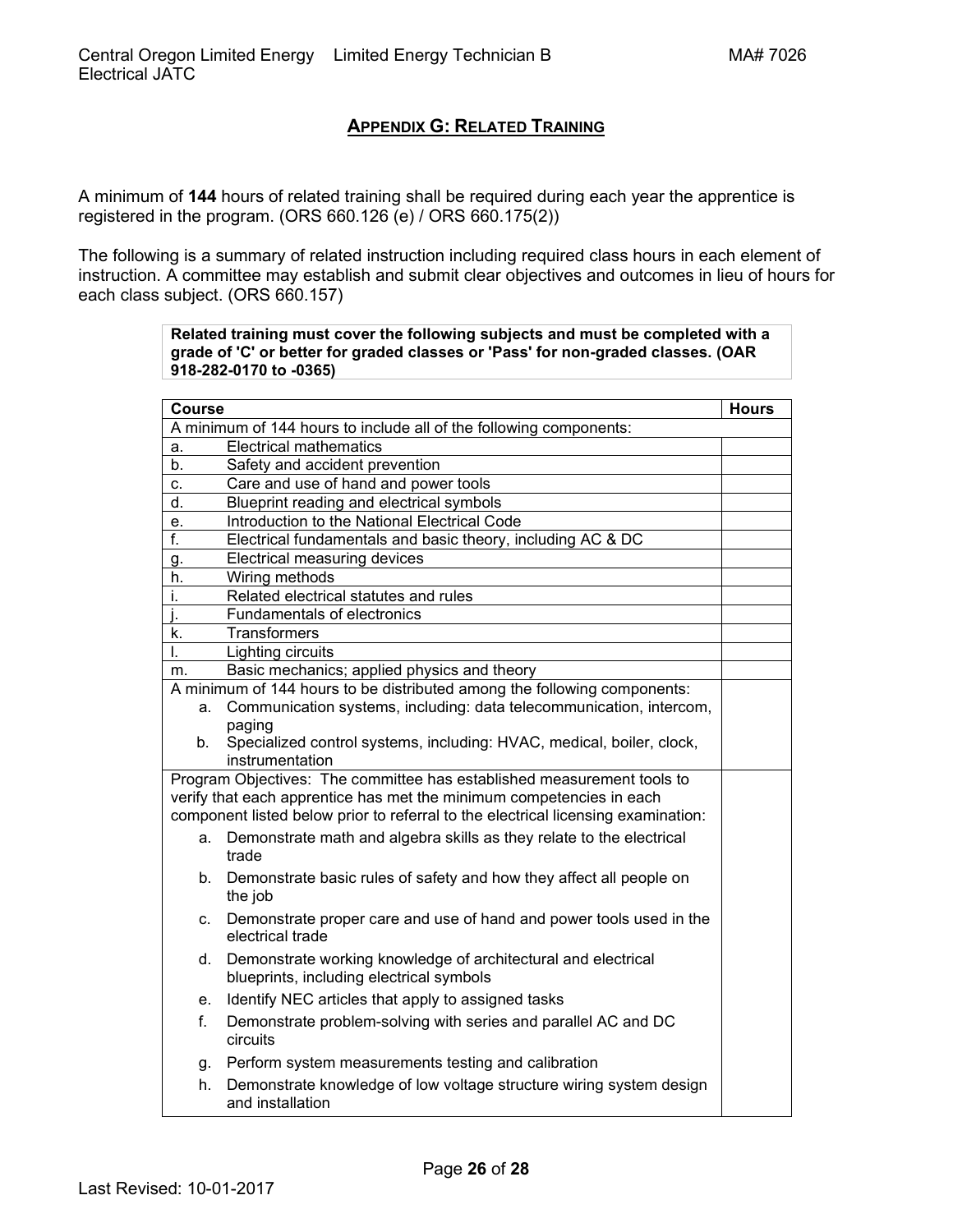## APPENDIX G: RELATED TRAINING

A minimum of **144** hours of related training shall be required during each year the apprentice is registered in the program. (ORS 660.126 (e) / ORS 660.175(2))

The following is a summary of related instruction including required class hours in each element of instruction. A committee may establish and submit clear objectives and outcomes in lieu of hours for each class subject. (ORS 660.157)

**Related training must cover the following subjects and must be completed with a grade of 'C' or better for graded classes or 'Pass' for non-graded classes. (OAR 918-282-0170 to -0365)**

| Course | Hours |
|---|---|
| A minimum of 144 hours to include all of the following components: | |
| a. Electrical mathematics | |
| b. Safety and accident prevention | |
| c. Care and use of hand and power tools | |
| d. Blueprint reading and electrical symbols | |
| e. Introduction to the National Electrical Code | |
| f. Electrical fundamentals and basic theory, including AC & DC | |
| g. Electrical measuring devices | |
| h. Wiring methods | |
| i. Related electrical statutes and rules | |
| j. Fundamentals of electronics | |
| k. Transformers | |
| l. Lighting circuits | |
| m. Basic mechanics; applied physics and theory | |
| A minimum of 144 hours to be distributed among the following components:<br>a. Communication systems, including: data telecommunication, intercom, paging<br>b. Specialized control systems, including: HVAC, medical, boiler, clock, instrumentation | |
| Program Objectives: The committee has established measurement tools to verify that each apprentice has met the minimum competencies in each component listed below prior to referral to the electrical licensing examination:<br>a. Demonstrate math and algebra skills as they relate to the electrical trade<br>b. Demonstrate basic rules of safety and how they affect all people on the job<br>c. Demonstrate proper care and use of hand and power tools used in the electrical trade<br>d. Demonstrate working knowledge of architectural and electrical blueprints, including electrical symbols<br>e. Identify NEC articles that apply to assigned tasks<br>f. Demonstrate problem-solving with series and parallel AC and DC circuits<br>g. Perform system measurements testing and calibration<br>h. Demonstrate knowledge of low voltage structure wiring system design and installation | |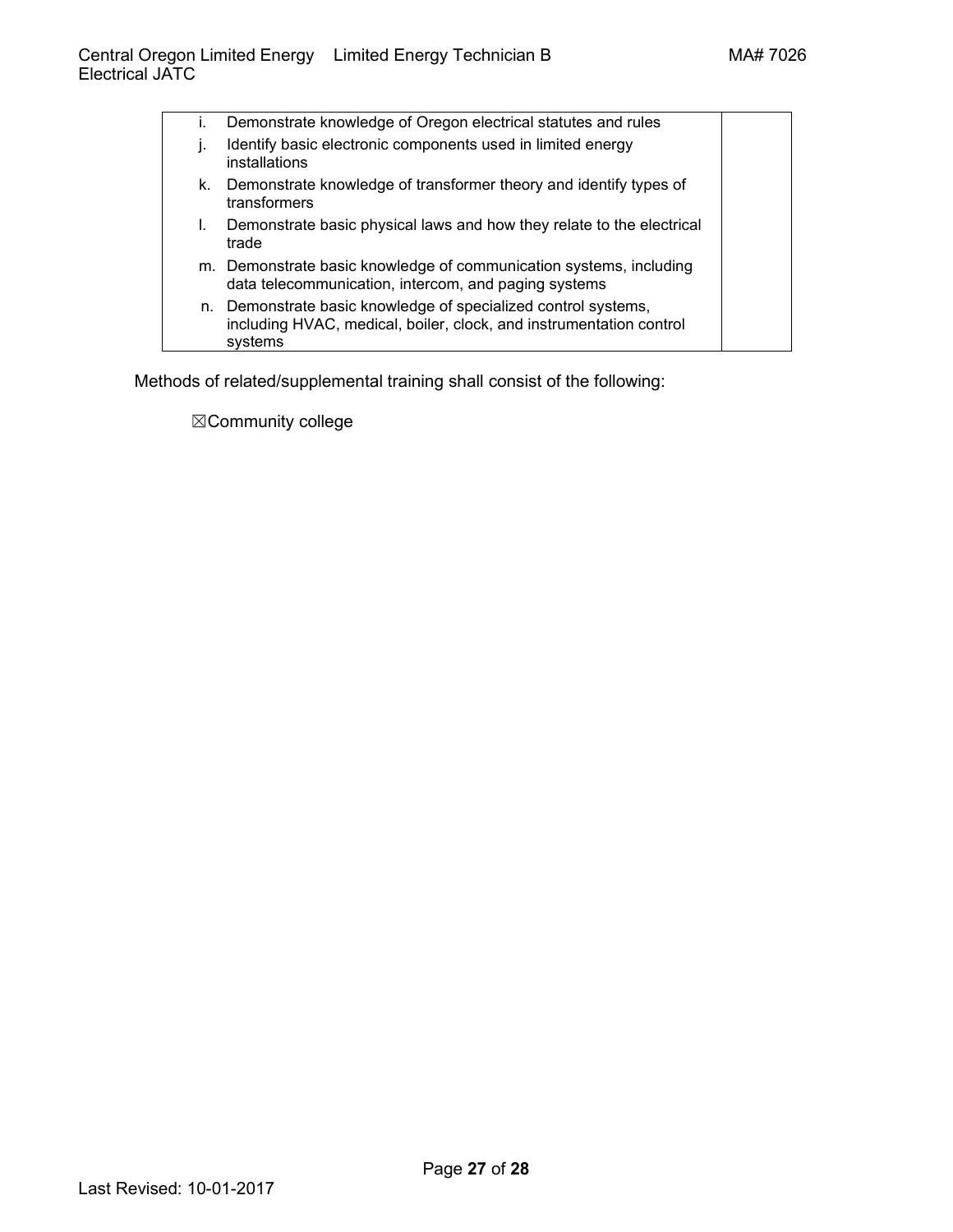| | |
|---|---|
| i. Demonstrate knowledge of Oregon electrical statutes and rules<br>j. Identify basic electronic components used in limited energy installations<br>k. Demonstrate knowledge of transformer theory and identify types of transformers<br>l. Demonstrate basic physical laws and how they relate to the electrical trade<br>m. Demonstrate basic knowledge of communication systems, including data telecommunication, intercom, and paging systems<br>n. Demonstrate basic knowledge of specialized control systems, including HVAC, medical, boiler, clock, and instrumentation control systems | |

Methods of related/supplemental training shall consist of the following:

☒Community college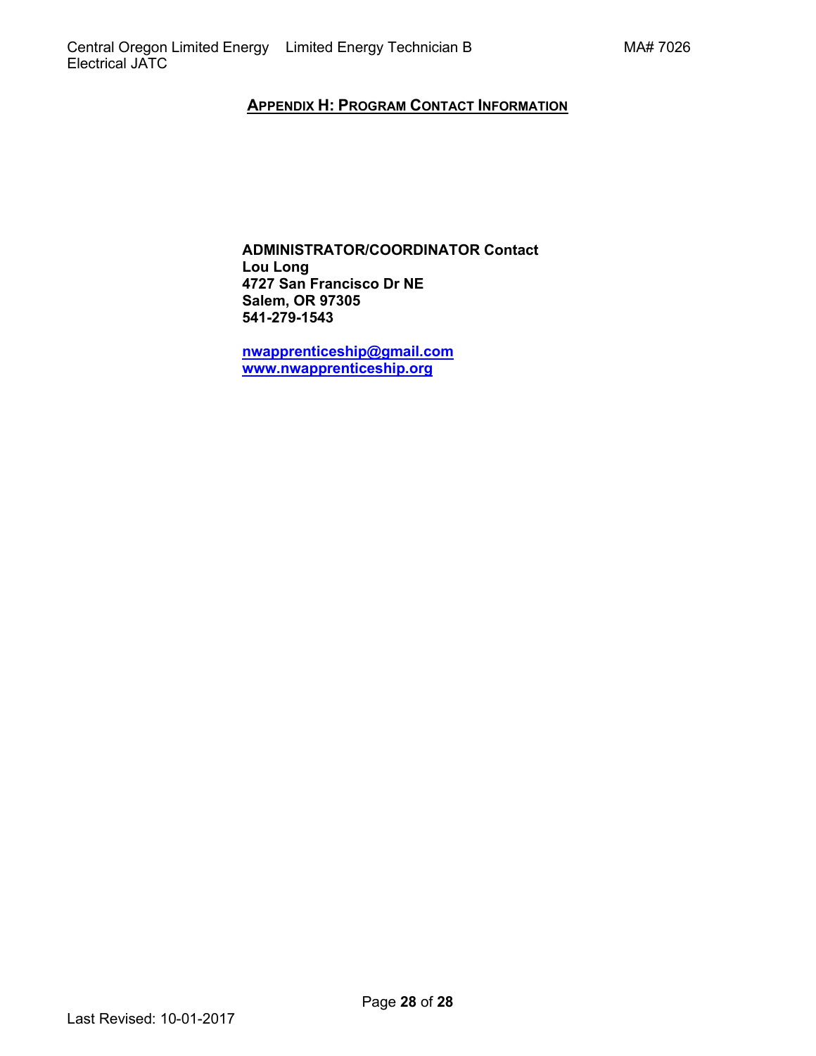## APPENDIX H: PROGRAM CONTACT INFORMATION

**ADMINISTRATOR/COORDINATOR Contact**
**Lou Long**
**4727 San Francisco Dr NE**
**Salem, OR 97305**
**541-279-1543**

**nwapprenticeship@gmail.com**
**www.nwapprenticeship.org**